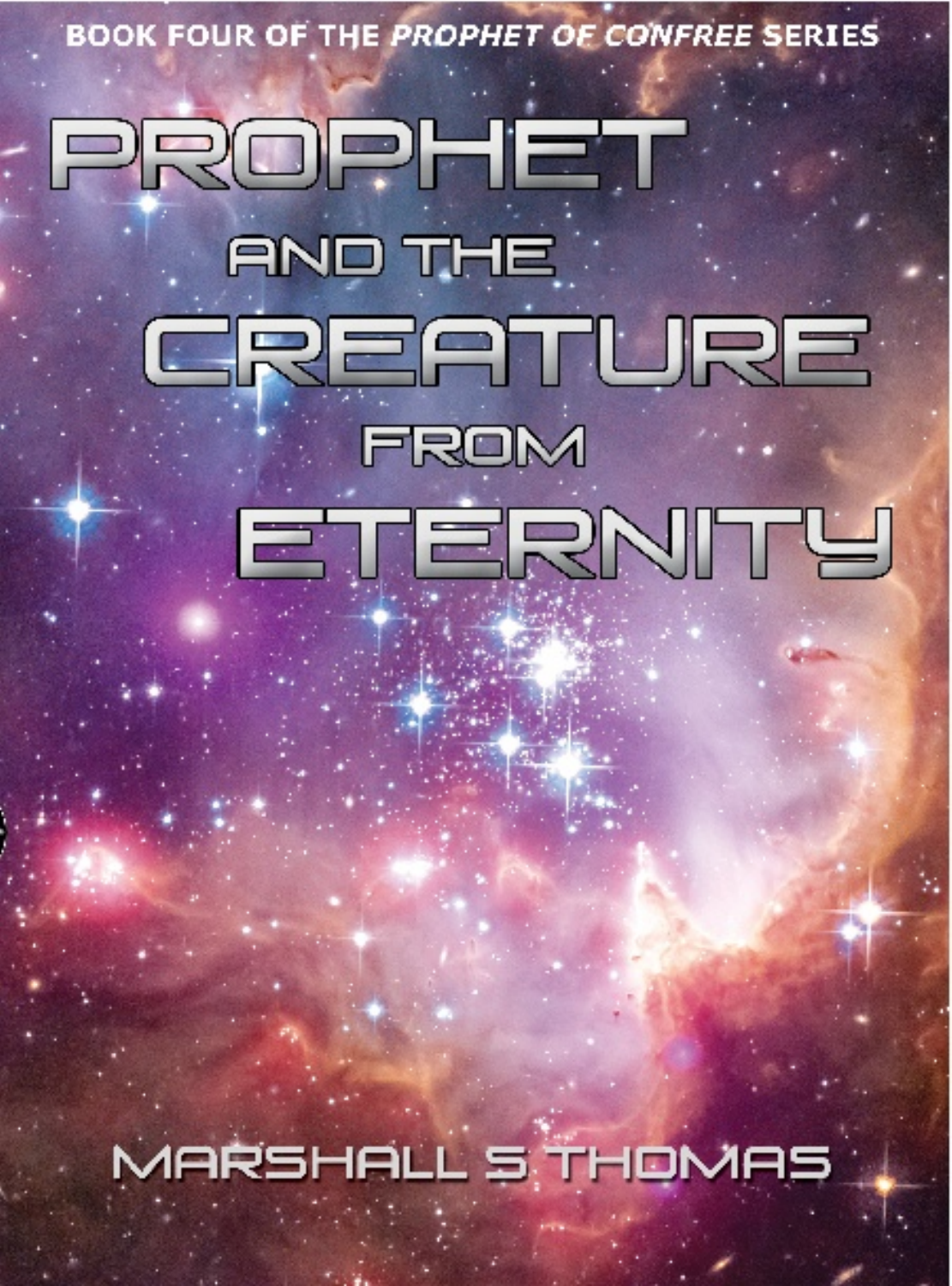BOOK FOUR OF THE *PROPHET OF CONFREE* SERIES

# PROPHET AND THE CREATURE FROM ETERNITY

MARSHALL S THOMAS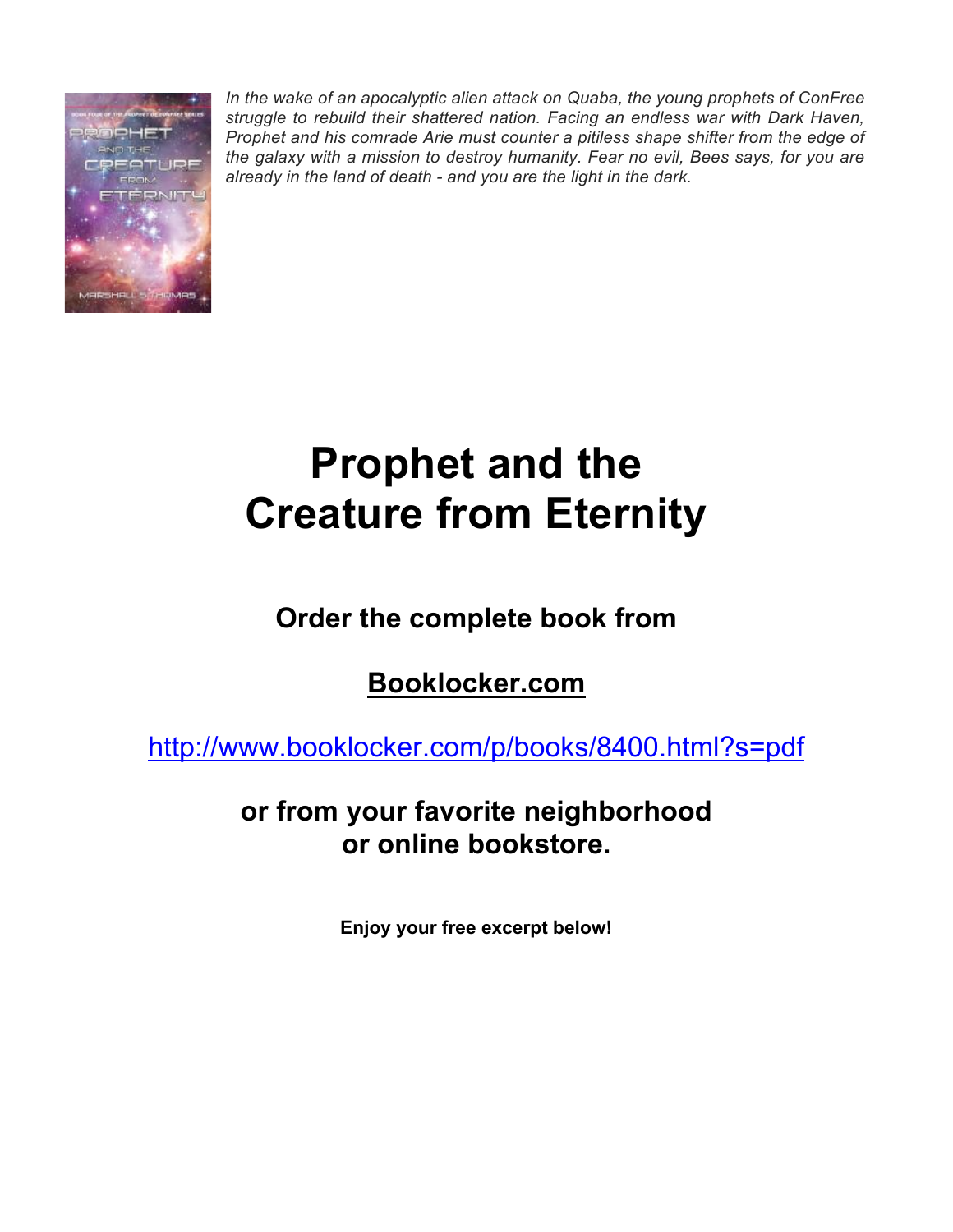*In the wake of an apocalyptic alien attack on Quaba, the young prophets of ConFree struggle to rebuild their shattered nation. Facing an endless war with Dark Haven, Prophet and his comrade Arie must counter a pitiless shape shifter from the edge of the galaxy with a mission to destroy humanity. Fear no evil, Bees says, for you are already in the land of death - and you are the light in the dark.*

# Prophet and the Creature from Eternity

**Order the complete book from**

**Booklocker.com**

http://www.booklocker.com/p/books/8400.html?s=pdf

**or from your favorite neighborhood or online bookstore.**

**Enjoy your free excerpt below!**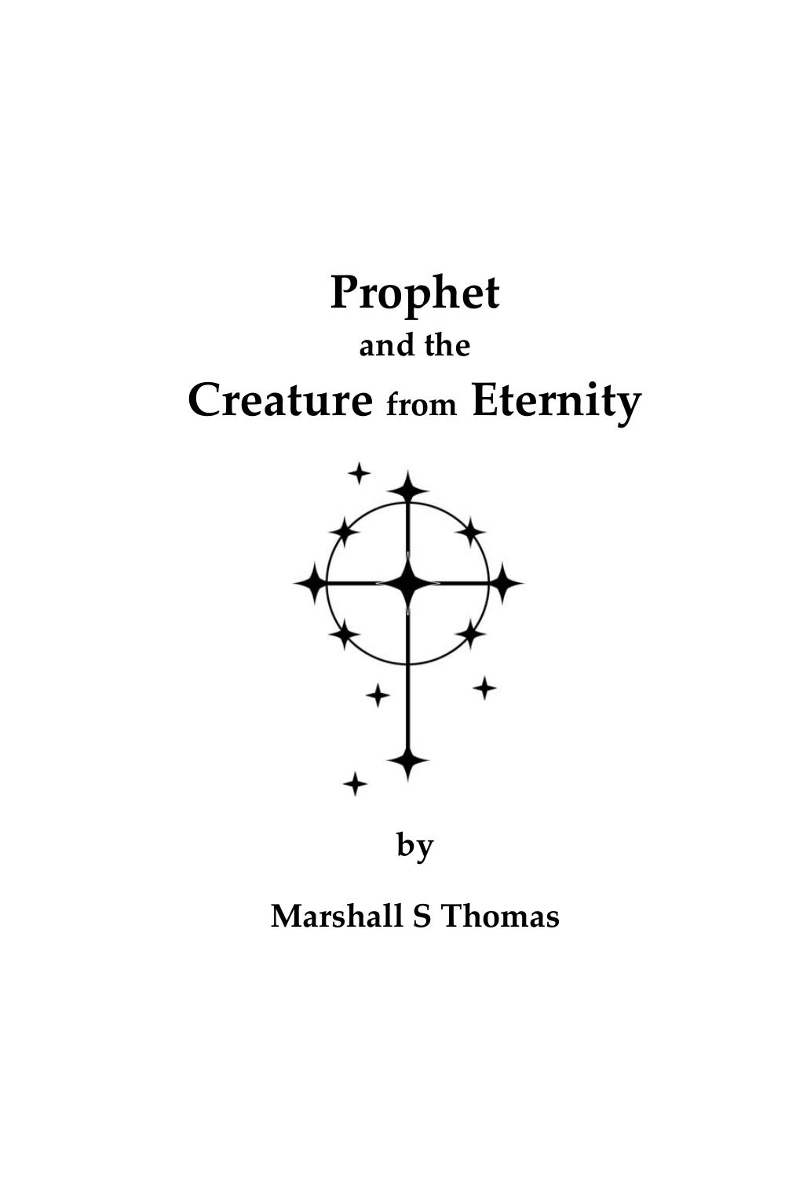# Prophet
**and the**
# Creature from Eternity

**by**

**Marshall S Thomas**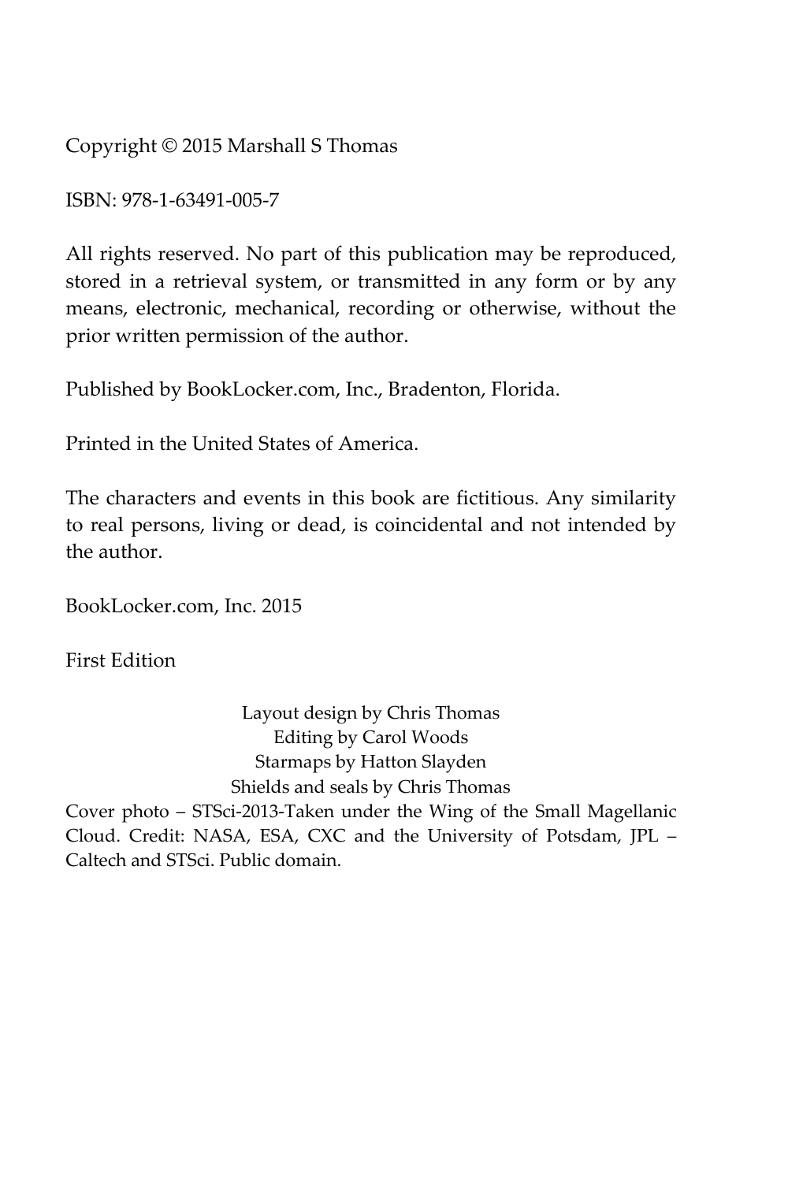Copyright © 2015 Marshall S Thomas

ISBN: 978-1-63491-005-7

All rights reserved. No part of this publication may be reproduced, stored in a retrieval system, or transmitted in any form or by any means, electronic, mechanical, recording or otherwise, without the prior written permission of the author.

Published by BookLocker.com, Inc., Bradenton, Florida.

Printed in the United States of America.

The characters and events in this book are fictitious. Any similarity to real persons, living or dead, is coincidental and not intended by the author.

BookLocker.com, Inc. 2015

First Edition

Layout design by Chris Thomas
Editing by Carol Woods
Starmaps by Hatton Slayden
Shields and seals by Chris Thomas

Cover photo – STSci-2013-Taken under the Wing of the Small Magellanic Cloud. Credit: NASA, ESA, CXC and the University of Potsdam, JPL – Caltech and STSci. Public domain.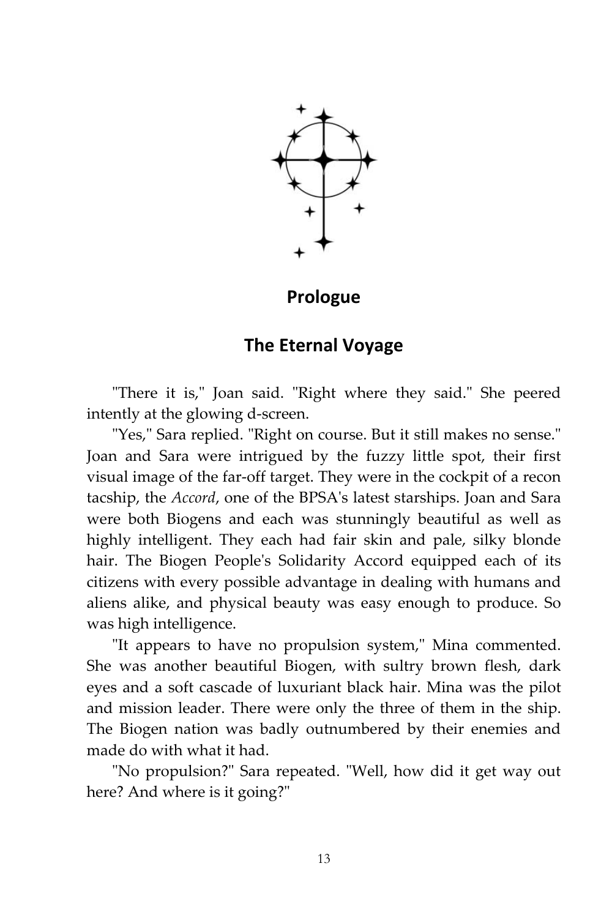## Prologue

## The Eternal Voyage

"There it is," Joan said. "Right where they said." She peered intently at the glowing d-screen.

"Yes," Sara replied. "Right on course. But it still makes no sense." Joan and Sara were intrigued by the fuzzy little spot, their first visual image of the far-off target. They were in the cockpit of a recon tacship, the *Accord*, one of the BPSA's latest starships. Joan and Sara were both Biogens and each was stunningly beautiful as well as highly intelligent. They each had fair skin and pale, silky blonde hair. The Biogen People's Solidarity Accord equipped each of its citizens with every possible advantage in dealing with humans and aliens alike, and physical beauty was easy enough to produce. So was high intelligence.

"It appears to have no propulsion system," Mina commented. She was another beautiful Biogen, with sultry brown flesh, dark eyes and a soft cascade of luxuriant black hair. Mina was the pilot and mission leader. There were only the three of them in the ship. The Biogen nation was badly outnumbered by their enemies and made do with what it had.

"No propulsion?" Sara repeated. "Well, how did it get way out here? And where is it going?"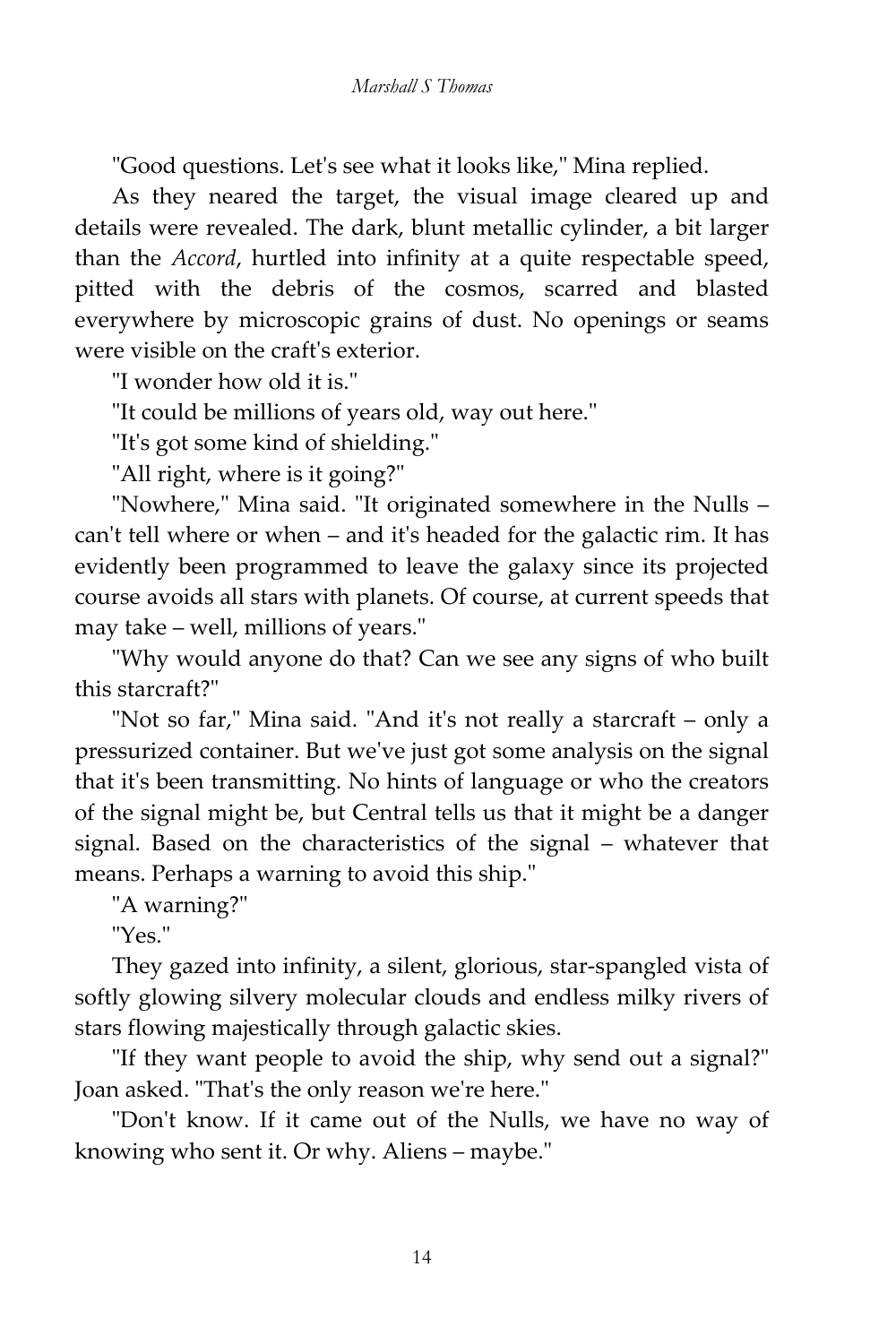"Good questions. Let's see what it looks like," Mina replied.

As they neared the target, the visual image cleared up and details were revealed. The dark, blunt metallic cylinder, a bit larger than the *Accord*, hurtled into infinity at a quite respectable speed, pitted with the debris of the cosmos, scarred and blasted everywhere by microscopic grains of dust. No openings or seams were visible on the craft's exterior.

"I wonder how old it is."

"It could be millions of years old, way out here."

"It's got some kind of shielding."

"All right, where is it going?"

"Nowhere," Mina said. "It originated somewhere in the Nulls – can't tell where or when – and it's headed for the galactic rim. It has evidently been programmed to leave the galaxy since its projected course avoids all stars with planets. Of course, at current speeds that may take – well, millions of years."

"Why would anyone do that? Can we see any signs of who built this starcraft?"

"Not so far," Mina said. "And it's not really a starcraft – only a pressurized container. But we've just got some analysis on the signal that it's been transmitting. No hints of language or who the creators of the signal might be, but Central tells us that it might be a danger signal. Based on the characteristics of the signal – whatever that means. Perhaps a warning to avoid this ship."

"A warning?"

"Yes."

They gazed into infinity, a silent, glorious, star-spangled vista of softly glowing silvery molecular clouds and endless milky rivers of stars flowing majestically through galactic skies.

"If they want people to avoid the ship, why send out a signal?" Joan asked. "That's the only reason we're here."

"Don't know. If it came out of the Nulls, we have no way of knowing who sent it. Or why. Aliens – maybe."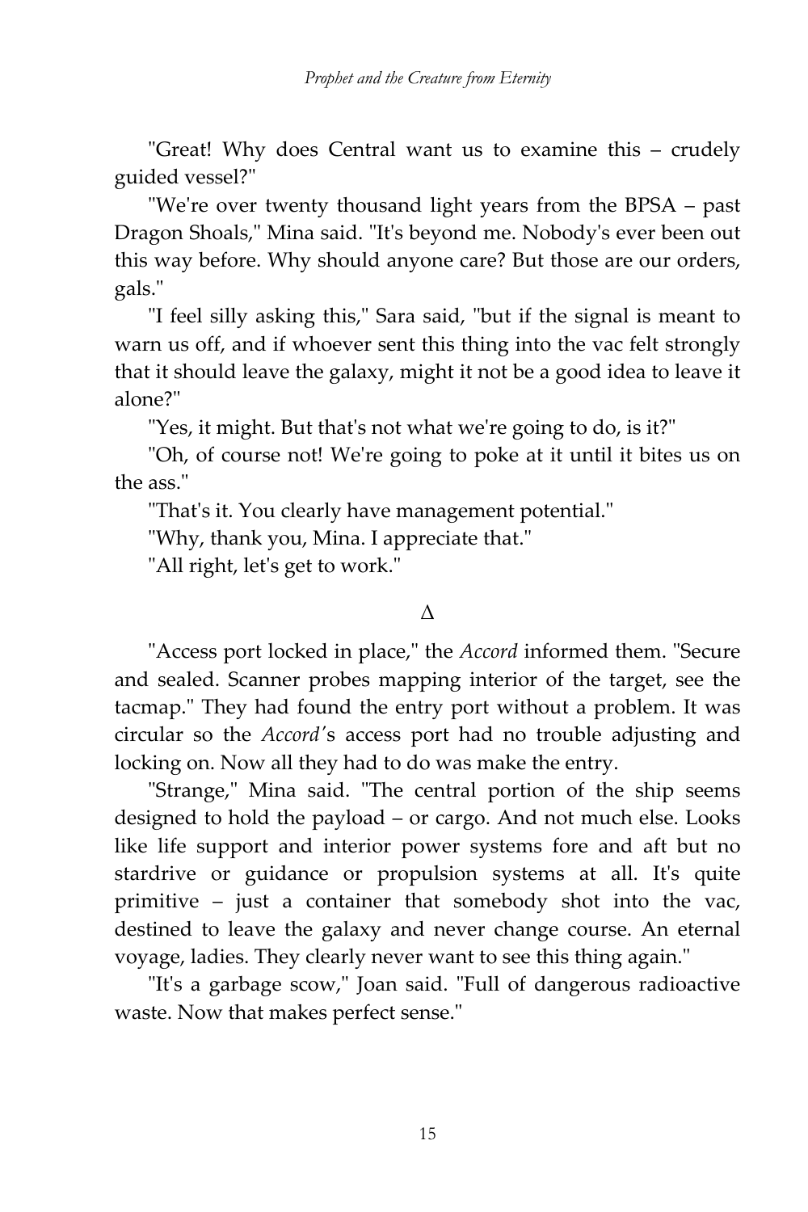"Great! Why does Central want us to examine this – crudely guided vessel?"

"We're over twenty thousand light years from the BPSA – past Dragon Shoals," Mina said. "It's beyond me. Nobody's ever been out this way before. Why should anyone care? But those are our orders, gals."

"I feel silly asking this," Sara said, "but if the signal is meant to warn us off, and if whoever sent this thing into the vac felt strongly that it should leave the galaxy, might it not be a good idea to leave it alone?"

"Yes, it might. But that's not what we're going to do, is it?"

"Oh, of course not! We're going to poke at it until it bites us on the ass."

"That's it. You clearly have management potential."

"Why, thank you, Mina. I appreciate that."

"All right, let's get to work."

Δ

"Access port locked in place," the *Accord* informed them. "Secure and sealed. Scanner probes mapping interior of the target, see the tacmap." They had found the entry port without a problem. It was circular so the *Accord'*s access port had no trouble adjusting and locking on. Now all they had to do was make the entry.

"Strange," Mina said. "The central portion of the ship seems designed to hold the payload – or cargo. And not much else. Looks like life support and interior power systems fore and aft but no stardrive or guidance or propulsion systems at all. It's quite primitive – just a container that somebody shot into the vac, destined to leave the galaxy and never change course. An eternal voyage, ladies. They clearly never want to see this thing again."

"It's a garbage scow," Joan said. "Full of dangerous radioactive waste. Now that makes perfect sense."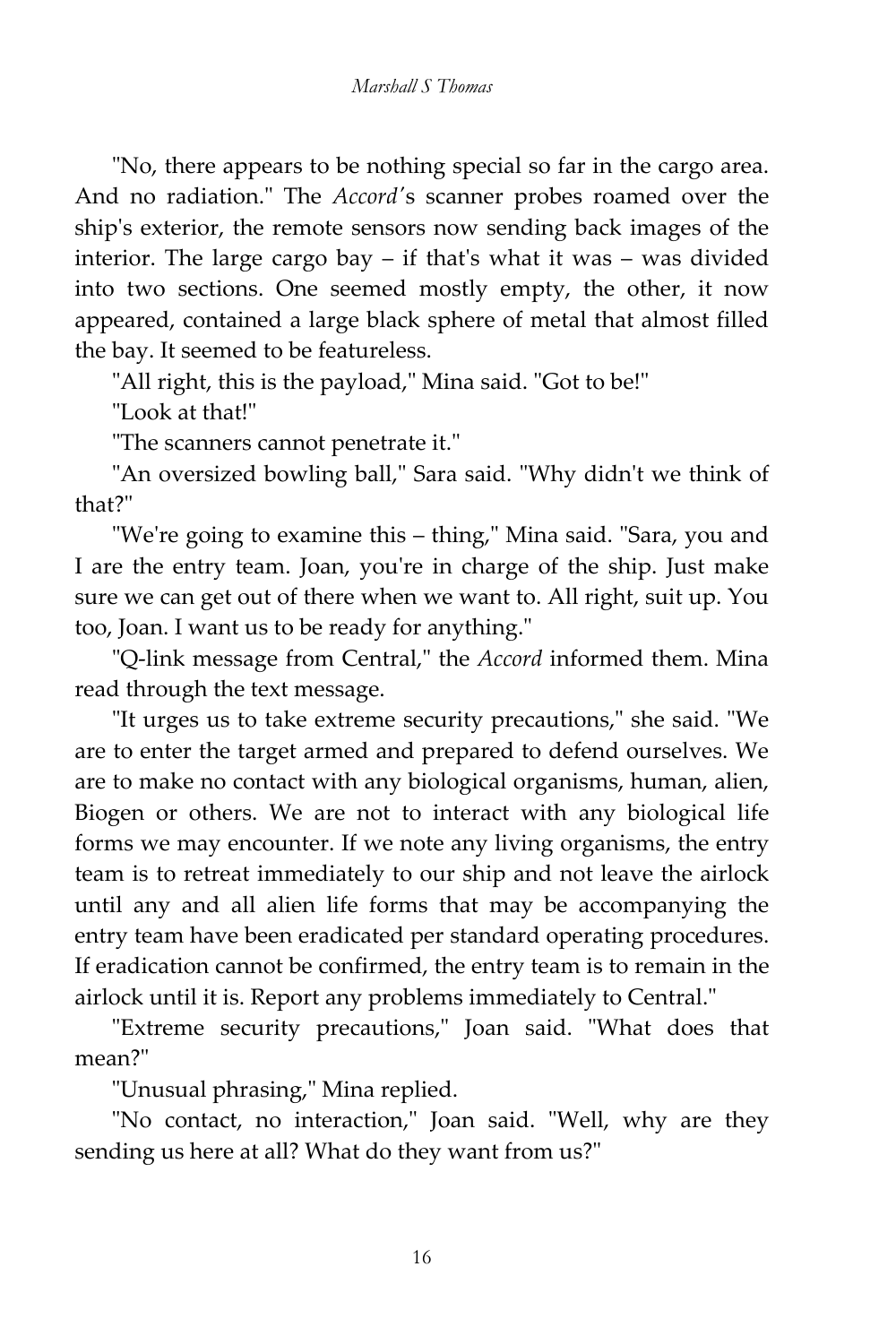"No, there appears to be nothing special so far in the cargo area. And no radiation." The *Accord*'s scanner probes roamed over the ship's exterior, the remote sensors now sending back images of the interior. The large cargo bay – if that's what it was – was divided into two sections. One seemed mostly empty, the other, it now appeared, contained a large black sphere of metal that almost filled the bay. It seemed to be featureless.

"All right, this is the payload," Mina said. "Got to be!"

"Look at that!"

"The scanners cannot penetrate it."

"An oversized bowling ball," Sara said. "Why didn't we think of that?"

"We're going to examine this – thing," Mina said. "Sara, you and I are the entry team. Joan, you're in charge of the ship. Just make sure we can get out of there when we want to. All right, suit up. You too, Joan. I want us to be ready for anything."

"Q-link message from Central," the *Accord* informed them. Mina read through the text message.

"It urges us to take extreme security precautions," she said. "We are to enter the target armed and prepared to defend ourselves. We are to make no contact with any biological organisms, human, alien, Biogen or others. We are not to interact with any biological life forms we may encounter. If we note any living organisms, the entry team is to retreat immediately to our ship and not leave the airlock until any and all alien life forms that may be accompanying the entry team have been eradicated per standard operating procedures. If eradication cannot be confirmed, the entry team is to remain in the airlock until it is. Report any problems immediately to Central."

"Extreme security precautions," Joan said. "What does that mean?"

"Unusual phrasing," Mina replied.

"No contact, no interaction," Joan said. "Well, why are they sending us here at all? What do they want from us?"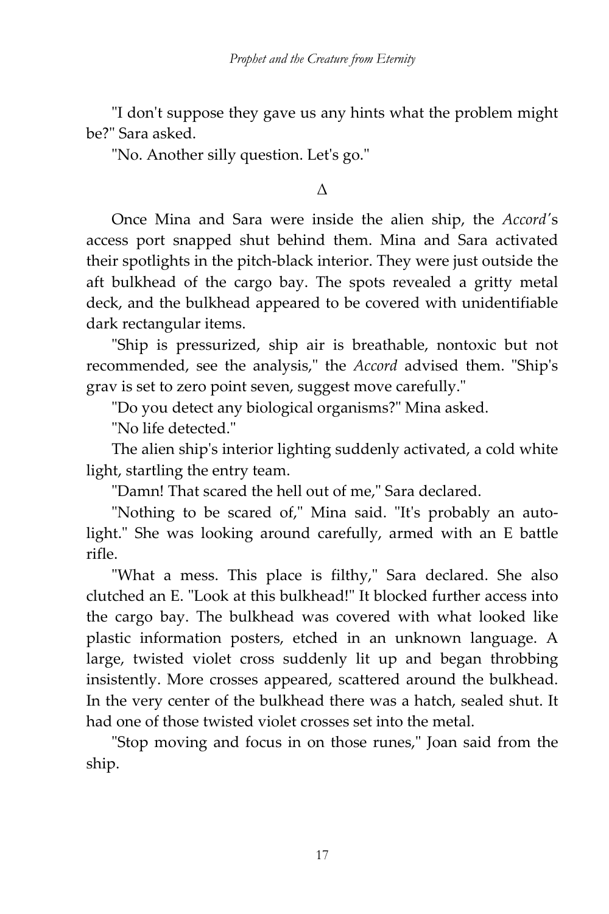"I don't suppose they gave us any hints what the problem might be?" Sara asked.

"No. Another silly question. Let's go."

Δ

Once Mina and Sara were inside the alien ship, the *Accord*'s access port snapped shut behind them. Mina and Sara activated their spotlights in the pitch-black interior. They were just outside the aft bulkhead of the cargo bay. The spots revealed a gritty metal deck, and the bulkhead appeared to be covered with unidentifiable dark rectangular items.

"Ship is pressurized, ship air is breathable, nontoxic but not recommended, see the analysis," the *Accord* advised them. "Ship's grav is set to zero point seven, suggest move carefully."

"Do you detect any biological organisms?" Mina asked.

"No life detected."

The alien ship's interior lighting suddenly activated, a cold white light, startling the entry team.

"Damn! That scared the hell out of me," Sara declared.

"Nothing to be scared of," Mina said. "It's probably an auto-light." She was looking around carefully, armed with an E battle rifle.

"What a mess. This place is filthy," Sara declared. She also clutched an E. "Look at this bulkhead!" It blocked further access into the cargo bay. The bulkhead was covered with what looked like plastic information posters, etched in an unknown language. A large, twisted violet cross suddenly lit up and began throbbing insistently. More crosses appeared, scattered around the bulkhead. In the very center of the bulkhead there was a hatch, sealed shut. It had one of those twisted violet crosses set into the metal.

"Stop moving and focus in on those runes," Joan said from the ship.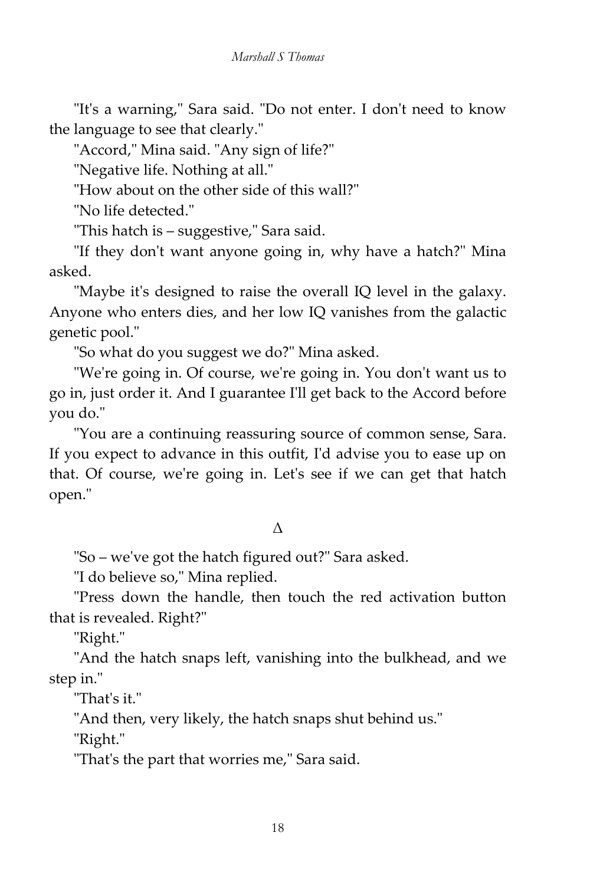"It's a warning," Sara said. "Do not enter. I don't need to know the language to see that clearly."

"Accord," Mina said. "Any sign of life?"

"Negative life. Nothing at all."

"How about on the other side of this wall?"

"No life detected."

"This hatch is – suggestive," Sara said.

"If they don't want anyone going in, why have a hatch?" Mina asked.

"Maybe it's designed to raise the overall IQ level in the galaxy. Anyone who enters dies, and her low IQ vanishes from the galactic genetic pool."

"So what do you suggest we do?" Mina asked.

"We're going in. Of course, we're going in. You don't want us to go in, just order it. And I guarantee I'll get back to the Accord before you do."

"You are a continuing reassuring source of common sense, Sara. If you expect to advance in this outfit, I'd advise you to ease up on that. Of course, we're going in. Let's see if we can get that hatch open."

Δ

"So – we've got the hatch figured out?" Sara asked.

"I do believe so," Mina replied.

"Press down the handle, then touch the red activation button that is revealed. Right?"

"Right."

"And the hatch snaps left, vanishing into the bulkhead, and we step in."

"That's it."

"And then, very likely, the hatch snaps shut behind us."

"Right."

"That's the part that worries me," Sara said.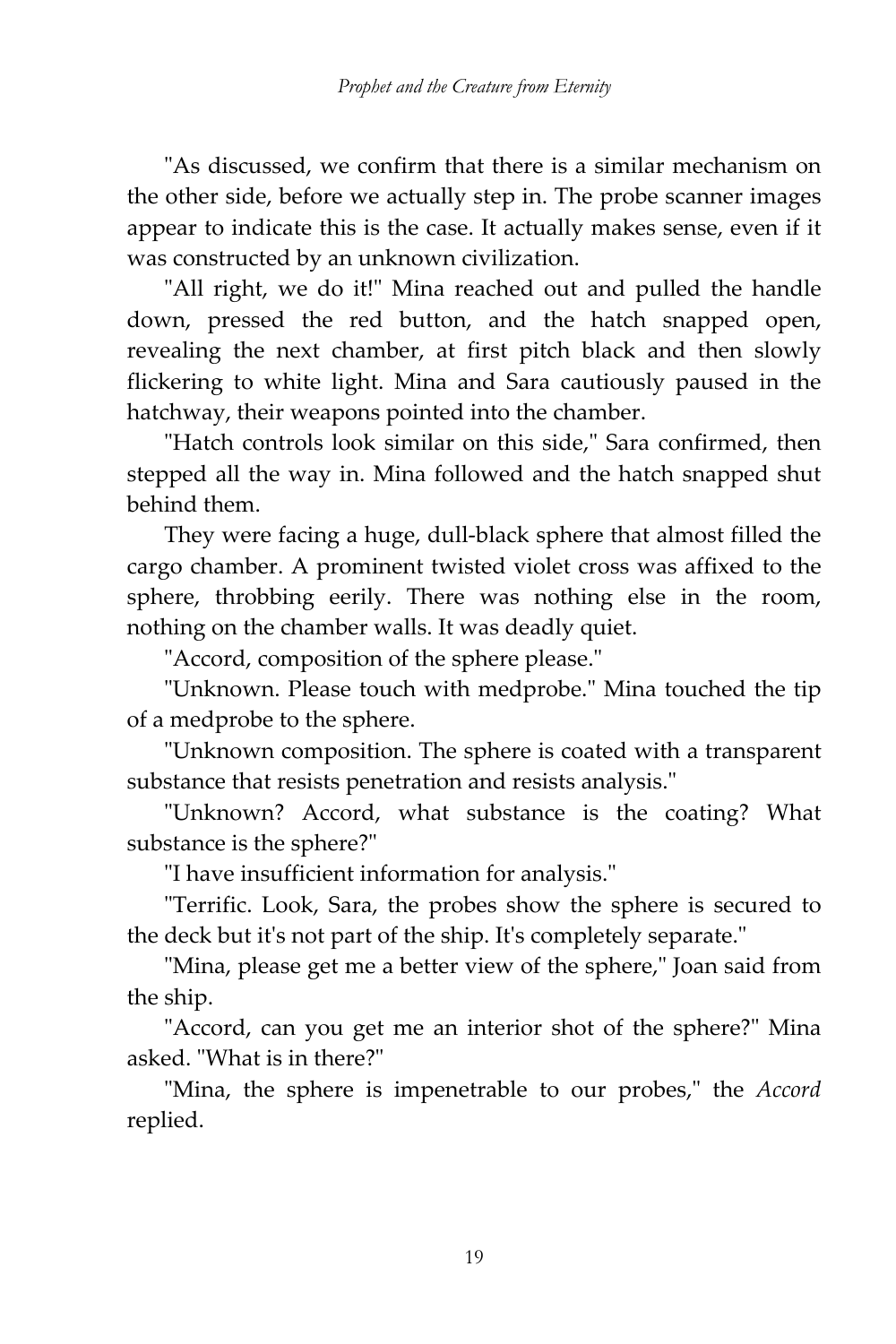"As discussed, we confirm that there is a similar mechanism on the other side, before we actually step in. The probe scanner images appear to indicate this is the case. It actually makes sense, even if it was constructed by an unknown civilization.

"All right, we do it!" Mina reached out and pulled the handle down, pressed the red button, and the hatch snapped open, revealing the next chamber, at first pitch black and then slowly flickering to white light. Mina and Sara cautiously paused in the hatchway, their weapons pointed into the chamber.

"Hatch controls look similar on this side," Sara confirmed, then stepped all the way in. Mina followed and the hatch snapped shut behind them.

They were facing a huge, dull-black sphere that almost filled the cargo chamber. A prominent twisted violet cross was affixed to the sphere, throbbing eerily. There was nothing else in the room, nothing on the chamber walls. It was deadly quiet.

"Accord, composition of the sphere please."

"Unknown. Please touch with medprobe." Mina touched the tip of a medprobe to the sphere.

"Unknown composition. The sphere is coated with a transparent substance that resists penetration and resists analysis."

"Unknown? Accord, what substance is the coating? What substance is the sphere?"

"I have insufficient information for analysis."

"Terrific. Look, Sara, the probes show the sphere is secured to the deck but it's not part of the ship. It's completely separate."

"Mina, please get me a better view of the sphere," Joan said from the ship.

"Accord, can you get me an interior shot of the sphere?" Mina asked. "What is in there?"

"Mina, the sphere is impenetrable to our probes," the *Accord* replied.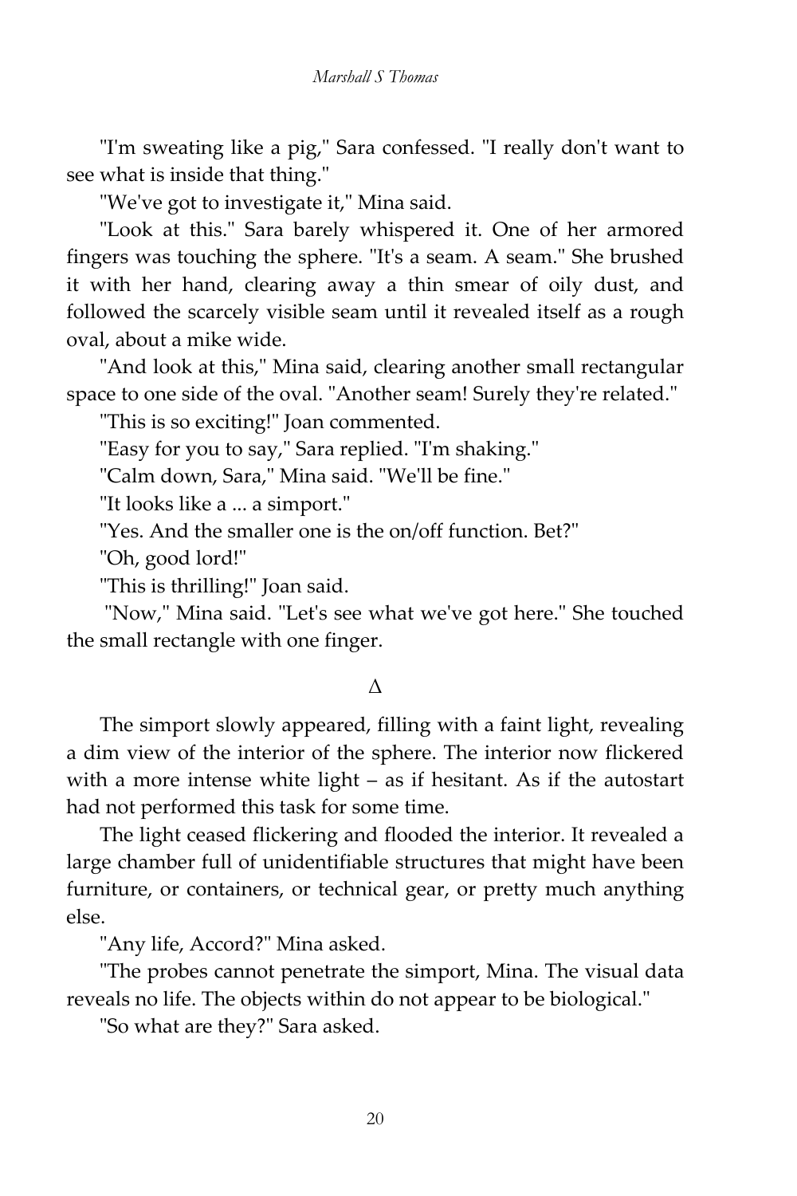"I'm sweating like a pig," Sara confessed. "I really don't want to see what is inside that thing."

"We've got to investigate it," Mina said.

"Look at this." Sara barely whispered it. One of her armored fingers was touching the sphere. "It's a seam. A seam." She brushed it with her hand, clearing away a thin smear of oily dust, and followed the scarcely visible seam until it revealed itself as a rough oval, about a mike wide.

"And look at this," Mina said, clearing another small rectangular space to one side of the oval. "Another seam! Surely they're related."

"This is so exciting!" Joan commented.

"Easy for you to say," Sara replied. "I'm shaking."

"Calm down, Sara," Mina said. "We'll be fine."

"It looks like a ... a simport."

"Yes. And the smaller one is the on/off function. Bet?"

"Oh, good lord!"

"This is thrilling!" Joan said.

"Now," Mina said. "Let's see what we've got here." She touched the small rectangle with one finger.

Δ

The simport slowly appeared, filling with a faint light, revealing a dim view of the interior of the sphere. The interior now flickered with a more intense white light – as if hesitant. As if the autostart had not performed this task for some time.

The light ceased flickering and flooded the interior. It revealed a large chamber full of unidentifiable structures that might have been furniture, or containers, or technical gear, or pretty much anything else.

"Any life, Accord?" Mina asked.

"The probes cannot penetrate the simport, Mina. The visual data reveals no life. The objects within do not appear to be biological."

"So what are they?" Sara asked.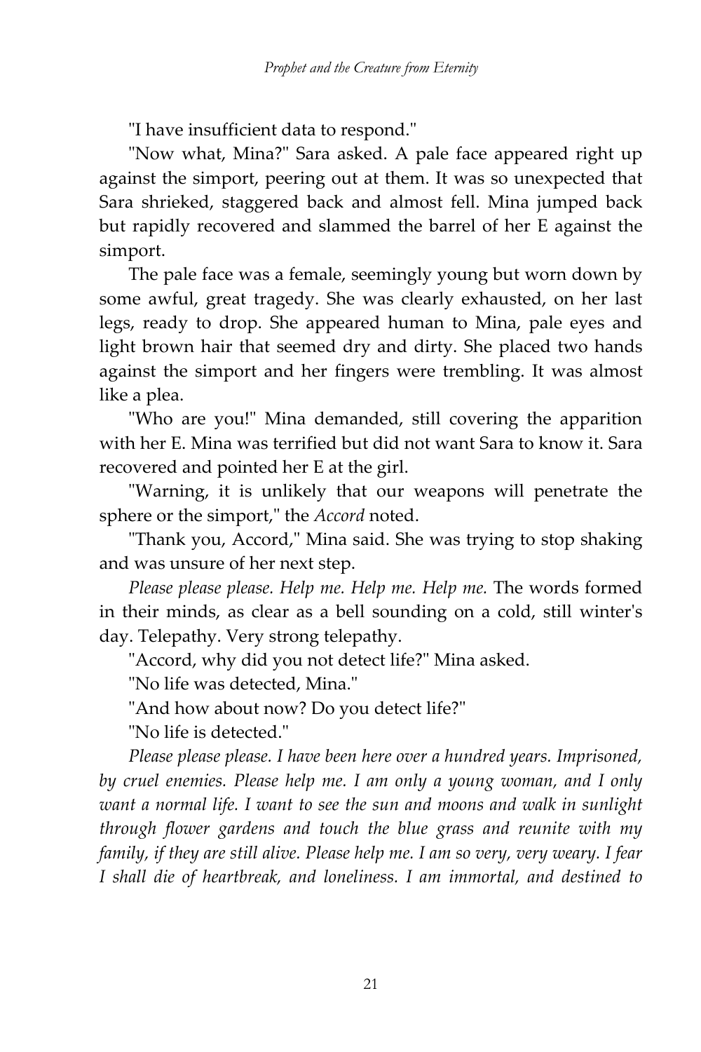"I have insufficient data to respond."

"Now what, Mina?" Sara asked. A pale face appeared right up against the simport, peering out at them. It was so unexpected that Sara shrieked, staggered back and almost fell. Mina jumped back but rapidly recovered and slammed the barrel of her E against the simport.

The pale face was a female, seemingly young but worn down by some awful, great tragedy. She was clearly exhausted, on her last legs, ready to drop. She appeared human to Mina, pale eyes and light brown hair that seemed dry and dirty. She placed two hands against the simport and her fingers were trembling. It was almost like a plea.

"Who are you!" Mina demanded, still covering the apparition with her E. Mina was terrified but did not want Sara to know it. Sara recovered and pointed her E at the girl.

"Warning, it is unlikely that our weapons will penetrate the sphere or the simport," the *Accord* noted.

"Thank you, Accord," Mina said. She was trying to stop shaking and was unsure of her next step.

*Please please please. Help me. Help me. Help me.* The words formed in their minds, as clear as a bell sounding on a cold, still winter's day. Telepathy. Very strong telepathy.

"Accord, why did you not detect life?" Mina asked.

"No life was detected, Mina."

"And how about now? Do you detect life?"

"No life is detected."

*Please please please. I have been here over a hundred years. Imprisoned, by cruel enemies. Please help me. I am only a young woman, and I only want a normal life. I want to see the sun and moons and walk in sunlight through flower gardens and touch the blue grass and reunite with my family, if they are still alive. Please help me. I am so very, very weary. I fear I shall die of heartbreak, and loneliness. I am immortal, and destined to*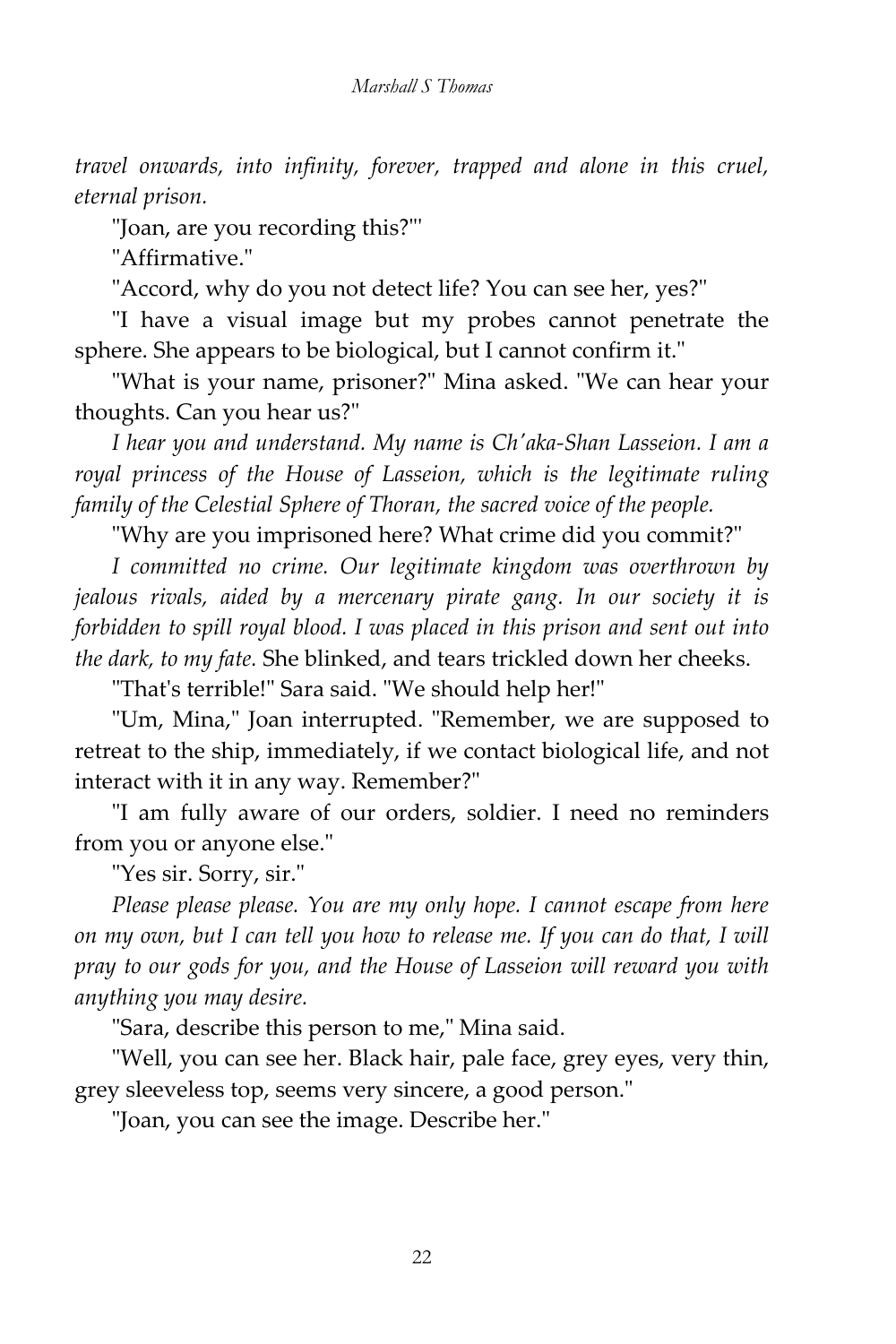*travel onwards, into infinity, forever, trapped and alone in this cruel, eternal prison.*

"Joan, are you recording this?"'

"Affirmative."

"Accord, why do you not detect life? You can see her, yes?"

"I have a visual image but my probes cannot penetrate the sphere. She appears to be biological, but I cannot confirm it."

"What is your name, prisoner?" Mina asked. "We can hear your thoughts. Can you hear us?"

*I hear you and understand. My name is Ch'aka-Shan Lasseion. I am a royal princess of the House of Lasseion, which is the legitimate ruling family of the Celestial Sphere of Thoran, the sacred voice of the people.*

"Why are you imprisoned here? What crime did you commit?"

*I committed no crime. Our legitimate kingdom was overthrown by jealous rivals, aided by a mercenary pirate gang. In our society it is forbidden to spill royal blood. I was placed in this prison and sent out into the dark, to my fate.* She blinked, and tears trickled down her cheeks.

"That's terrible!" Sara said. "We should help her!"

"Um, Mina," Joan interrupted. "Remember, we are supposed to retreat to the ship, immediately, if we contact biological life, and not interact with it in any way. Remember?"

"I am fully aware of our orders, soldier. I need no reminders from you or anyone else."

"Yes sir. Sorry, sir."

*Please please please. You are my only hope. I cannot escape from here on my own, but I can tell you how to release me. If you can do that, I will pray to our gods for you, and the House of Lasseion will reward you with anything you may desire.*

"Sara, describe this person to me," Mina said.

"Well, you can see her. Black hair, pale face, grey eyes, very thin, grey sleeveless top, seems very sincere, a good person."

"Joan, you can see the image. Describe her."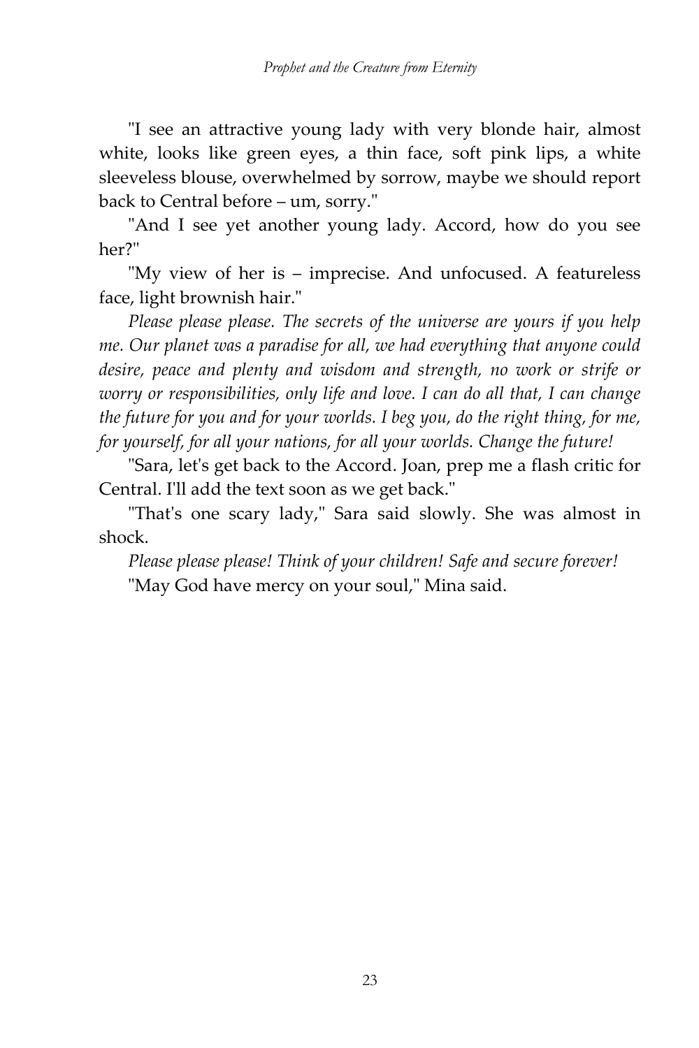"I see an attractive young lady with very blonde hair, almost white, looks like green eyes, a thin face, soft pink lips, a white sleeveless blouse, overwhelmed by sorrow, maybe we should report back to Central before – um, sorry."

"And I see yet another young lady. Accord, how do you see her?"

"My view of her is – imprecise. And unfocused. A featureless face, light brownish hair."

*Please please please. The secrets of the universe are yours if you help me. Our planet was a paradise for all, we had everything that anyone could desire, peace and plenty and wisdom and strength, no work or strife or worry or responsibilities, only life and love. I can do all that, I can change the future for you and for your worlds. I beg you, do the right thing, for me, for yourself, for all your nations, for all your worlds. Change the future!*

"Sara, let's get back to the Accord. Joan, prep me a flash critic for Central. I'll add the text soon as we get back."

"That's one scary lady," Sara said slowly. She was almost in shock.

*Please please please! Think of your children! Safe and secure forever!*

"May God have mercy on your soul," Mina said.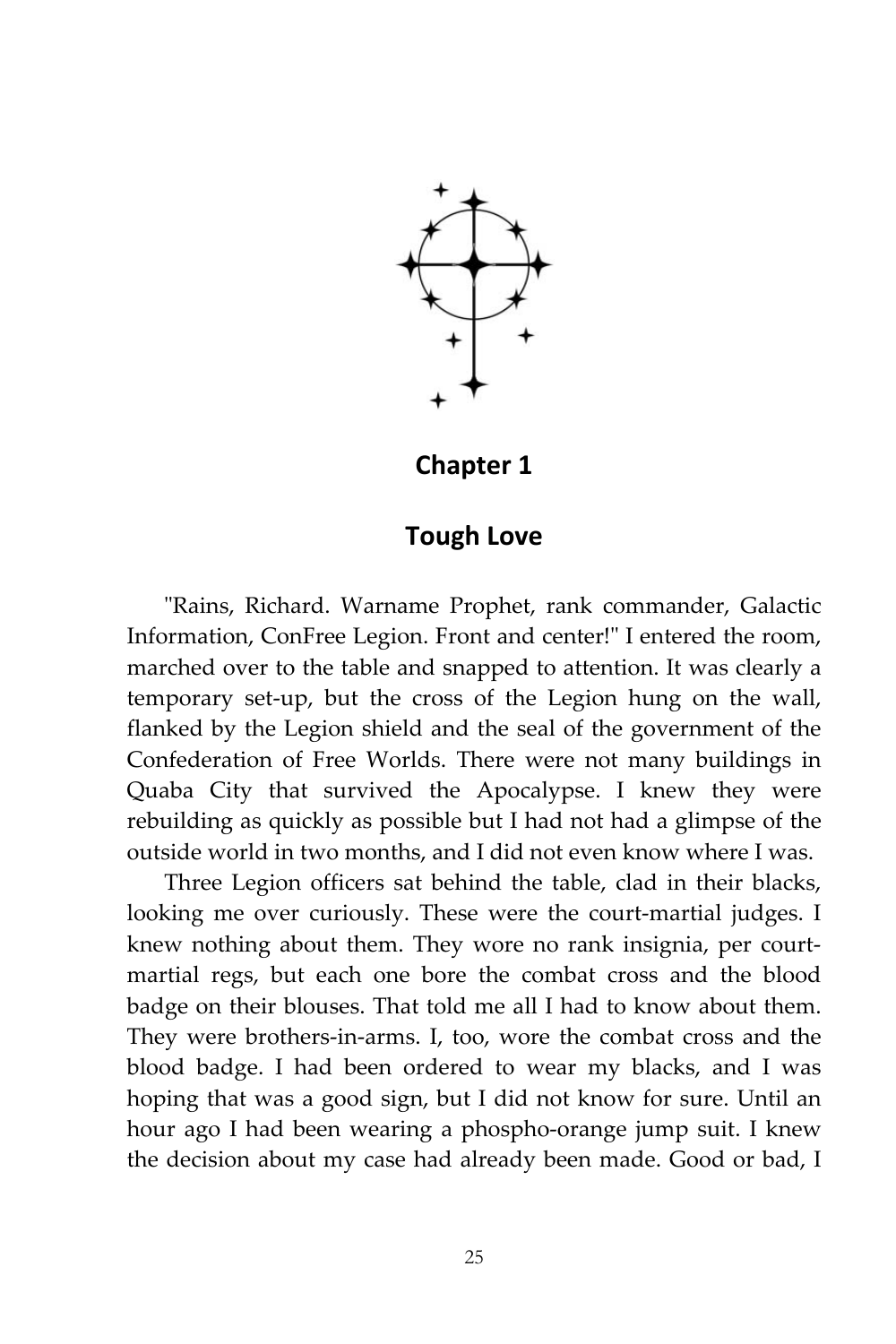# Chapter 1

## Tough Love

"Rains, Richard. Warname Prophet, rank commander, Galactic Information, ConFree Legion. Front and center!" I entered the room, marched over to the table and snapped to attention. It was clearly a temporary set-up, but the cross of the Legion hung on the wall, flanked by the Legion shield and the seal of the government of the Confederation of Free Worlds. There were not many buildings in Quaba City that survived the Apocalypse. I knew they were rebuilding as quickly as possible but I had not had a glimpse of the outside world in two months, and I did not even know where I was.

Three Legion officers sat behind the table, clad in their blacks, looking me over curiously. These were the court-martial judges. I knew nothing about them. They wore no rank insignia, per court-martial regs, but each one bore the combat cross and the blood badge on their blouses. That told me all I had to know about them. They were brothers-in-arms. I, too, wore the combat cross and the blood badge. I had been ordered to wear my blacks, and I was hoping that was a good sign, but I did not know for sure. Until an hour ago I had been wearing a phospho-orange jump suit. I knew the decision about my case had already been made. Good or bad, I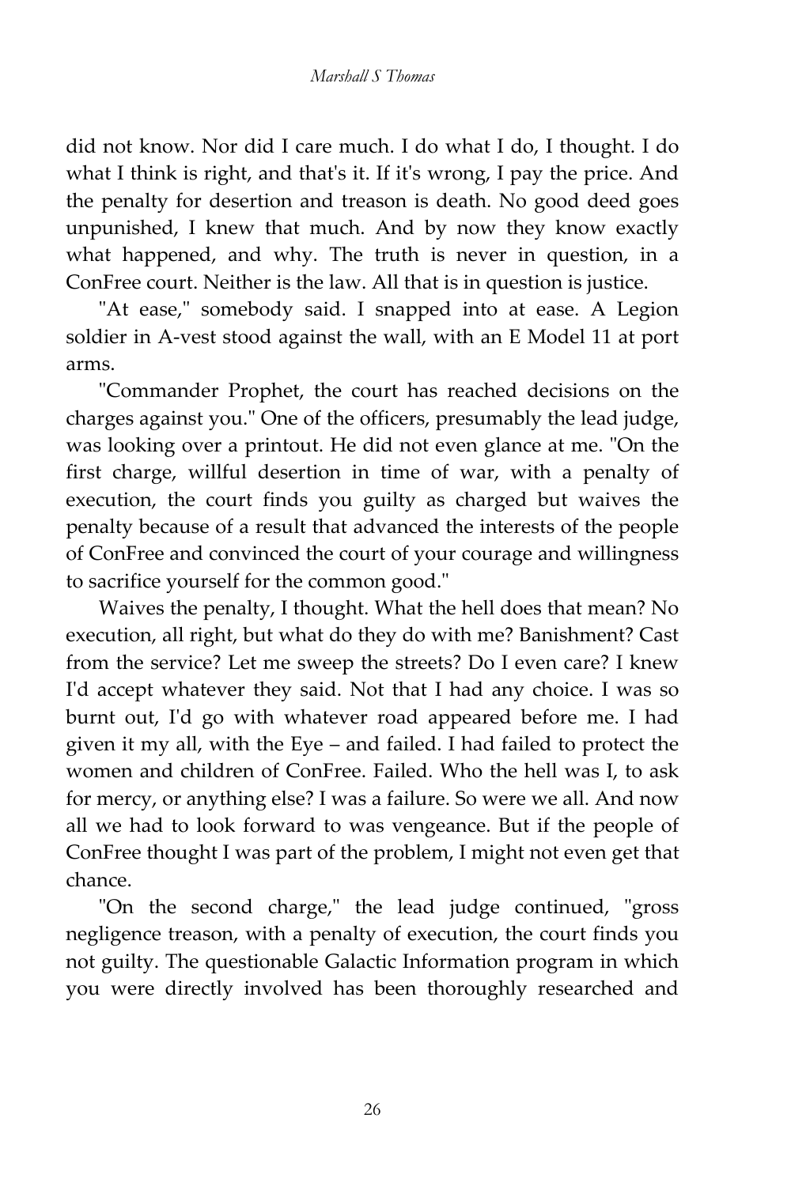did not know. Nor did I care much. I do what I do, I thought. I do what I think is right, and that's it. If it's wrong, I pay the price. And the penalty for desertion and treason is death. No good deed goes unpunished, I knew that much. And by now they know exactly what happened, and why. The truth is never in question, in a ConFree court. Neither is the law. All that is in question is justice.

"At ease," somebody said. I snapped into at ease. A Legion soldier in A-vest stood against the wall, with an E Model 11 at port arms.

"Commander Prophet, the court has reached decisions on the charges against you." One of the officers, presumably the lead judge, was looking over a printout. He did not even glance at me. "On the first charge, willful desertion in time of war, with a penalty of execution, the court finds you guilty as charged but waives the penalty because of a result that advanced the interests of the people of ConFree and convinced the court of your courage and willingness to sacrifice yourself for the common good."

Waives the penalty, I thought. What the hell does that mean? No execution, all right, but what do they do with me? Banishment? Cast from the service? Let me sweep the streets? Do I even care? I knew I'd accept whatever they said. Not that I had any choice. I was so burnt out, I'd go with whatever road appeared before me. I had given it my all, with the Eye – and failed. I had failed to protect the women and children of ConFree. Failed. Who the hell was I, to ask for mercy, or anything else? I was a failure. So were we all. And now all we had to look forward to was vengeance. But if the people of ConFree thought I was part of the problem, I might not even get that chance.

"On the second charge," the lead judge continued, "gross negligence treason, with a penalty of execution, the court finds you not guilty. The questionable Galactic Information program in which you were directly involved has been thoroughly researched and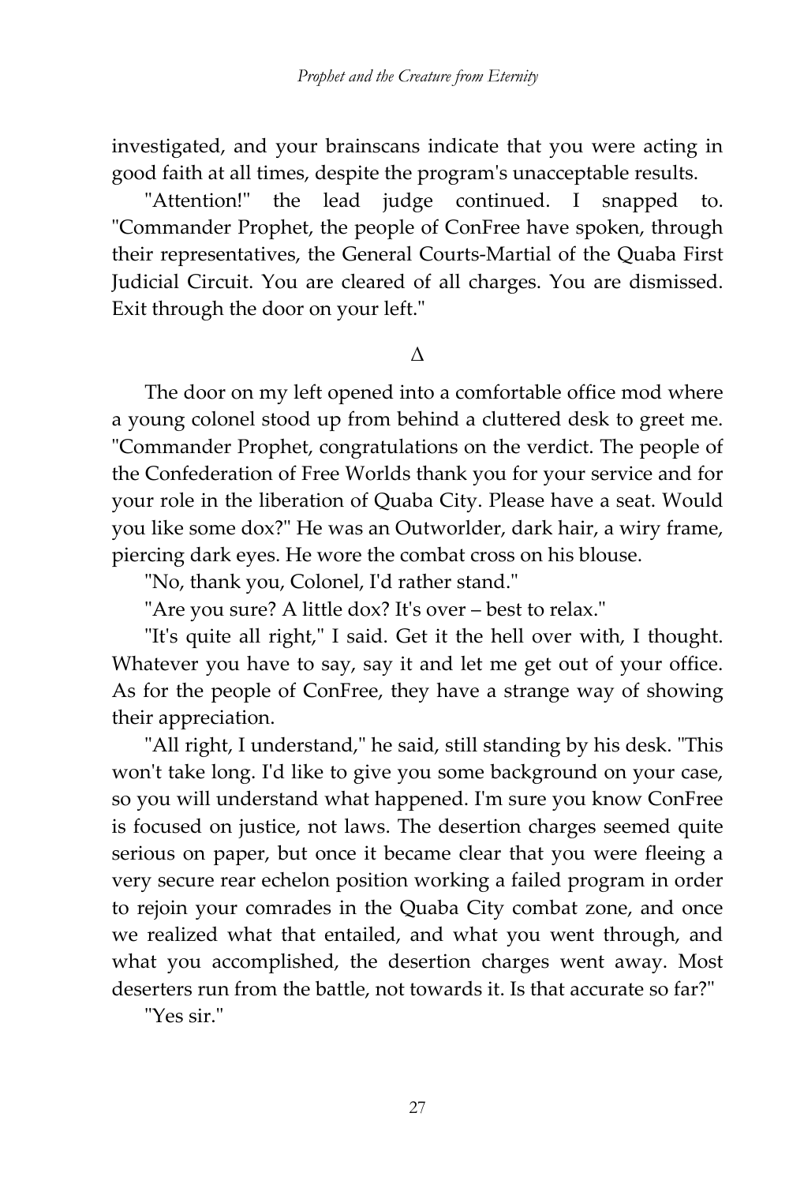investigated, and your brainscans indicate that you were acting in good faith at all times, despite the program's unacceptable results.

"Attention!" the lead judge continued. I snapped to. "Commander Prophet, the people of ConFree have spoken, through their representatives, the General Courts-Martial of the Quaba First Judicial Circuit. You are cleared of all charges. You are dismissed. Exit through the door on your left."

Δ

The door on my left opened into a comfortable office mod where a young colonel stood up from behind a cluttered desk to greet me. "Commander Prophet, congratulations on the verdict. The people of the Confederation of Free Worlds thank you for your service and for your role in the liberation of Quaba City. Please have a seat. Would you like some dox?" He was an Outworlder, dark hair, a wiry frame, piercing dark eyes. He wore the combat cross on his blouse.

"No, thank you, Colonel, I'd rather stand."

"Are you sure? A little dox? It's over – best to relax."

"It's quite all right," I said. Get it the hell over with, I thought. Whatever you have to say, say it and let me get out of your office. As for the people of ConFree, they have a strange way of showing their appreciation.

"All right, I understand," he said, still standing by his desk. "This won't take long. I'd like to give you some background on your case, so you will understand what happened. I'm sure you know ConFree is focused on justice, not laws. The desertion charges seemed quite serious on paper, but once it became clear that you were fleeing a very secure rear echelon position working a failed program in order to rejoin your comrades in the Quaba City combat zone, and once we realized what that entailed, and what you went through, and what you accomplished, the desertion charges went away. Most deserters run from the battle, not towards it. Is that accurate so far?"

"Yes sir."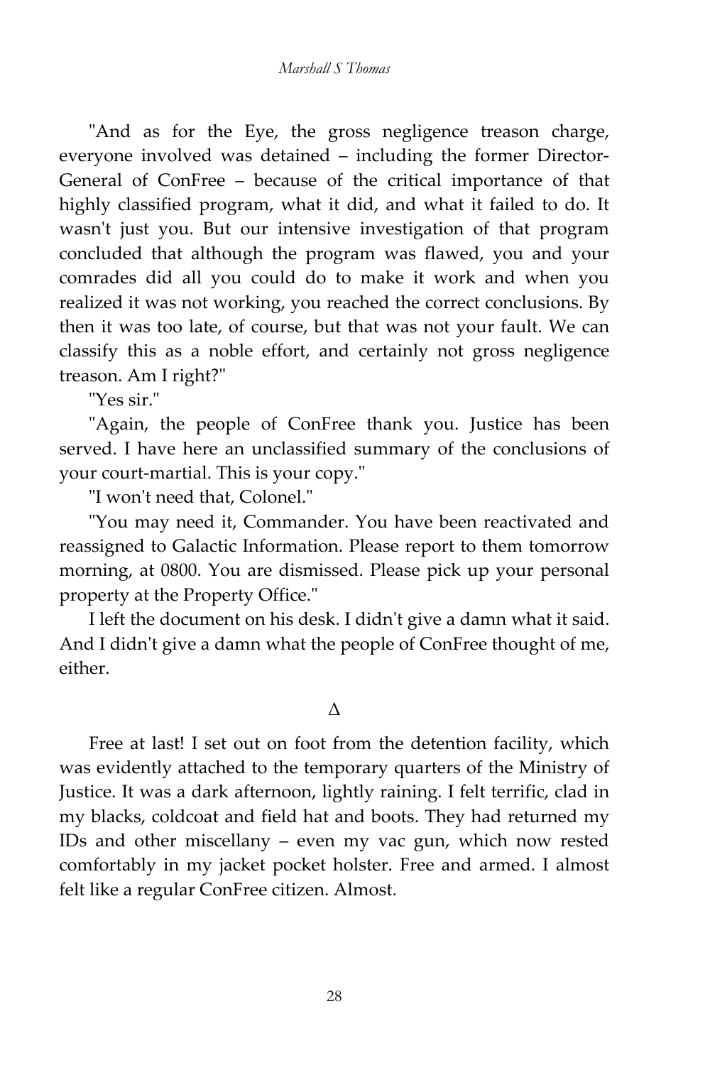"And as for the Eye, the gross negligence treason charge, everyone involved was detained – including the former Director-General of ConFree – because of the critical importance of that highly classified program, what it did, and what it failed to do. It wasn't just you. But our intensive investigation of that program concluded that although the program was flawed, you and your comrades did all you could do to make it work and when you realized it was not working, you reached the correct conclusions. By then it was too late, of course, but that was not your fault. We can classify this as a noble effort, and certainly not gross negligence treason. Am I right?"

"Yes sir."

"Again, the people of ConFree thank you. Justice has been served. I have here an unclassified summary of the conclusions of your court-martial. This is your copy."

"I won't need that, Colonel."

"You may need it, Commander. You have been reactivated and reassigned to Galactic Information. Please report to them tomorrow morning, at 0800. You are dismissed. Please pick up your personal property at the Property Office."

I left the document on his desk. I didn't give a damn what it said. And I didn't give a damn what the people of ConFree thought of me, either.

Δ

Free at last! I set out on foot from the detention facility, which was evidently attached to the temporary quarters of the Ministry of Justice. It was a dark afternoon, lightly raining. I felt terrific, clad in my blacks, coldcoat and field hat and boots. They had returned my IDs and other miscellany – even my vac gun, which now rested comfortably in my jacket pocket holster. Free and armed. I almost felt like a regular ConFree citizen. Almost.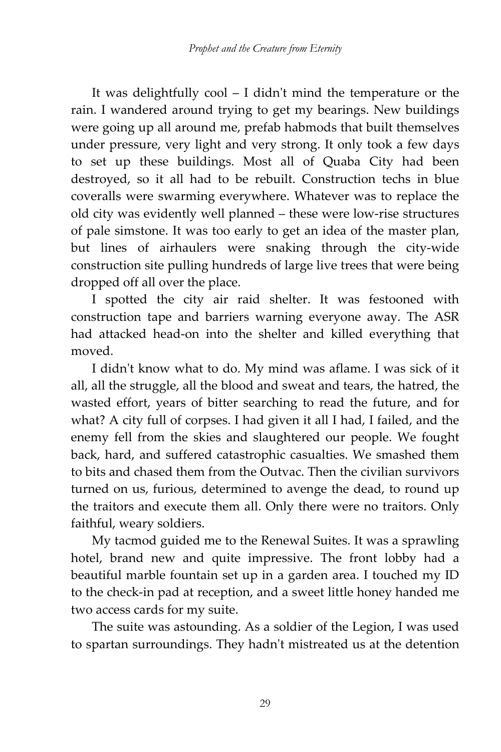It was delightfully cool – I didn't mind the temperature or the rain. I wandered around trying to get my bearings. New buildings were going up all around me, prefab habmods that built themselves under pressure, very light and very strong. It only took a few days to set up these buildings. Most all of Quaba City had been destroyed, so it all had to be rebuilt. Construction techs in blue coveralls were swarming everywhere. Whatever was to replace the old city was evidently well planned – these were low-rise structures of pale simstone. It was too early to get an idea of the master plan, but lines of airhaulers were snaking through the city-wide construction site pulling hundreds of large live trees that were being dropped off all over the place.

I spotted the city air raid shelter. It was festooned with construction tape and barriers warning everyone away. The ASR had attacked head-on into the shelter and killed everything that moved.

I didn't know what to do. My mind was aflame. I was sick of it all, all the struggle, all the blood and sweat and tears, the hatred, the wasted effort, years of bitter searching to read the future, and for what? A city full of corpses. I had given it all I had, I failed, and the enemy fell from the skies and slaughtered our people. We fought back, hard, and suffered catastrophic casualties. We smashed them to bits and chased them from the Outvac. Then the civilian survivors turned on us, furious, determined to avenge the dead, to round up the traitors and execute them all. Only there were no traitors. Only faithful, weary soldiers.

My tacmod guided me to the Renewal Suites. It was a sprawling hotel, brand new and quite impressive. The front lobby had a beautiful marble fountain set up in a garden area. I touched my ID to the check-in pad at reception, and a sweet little honey handed me two access cards for my suite.

The suite was astounding. As a soldier of the Legion, I was used to spartan surroundings. They hadn't mistreated us at the detention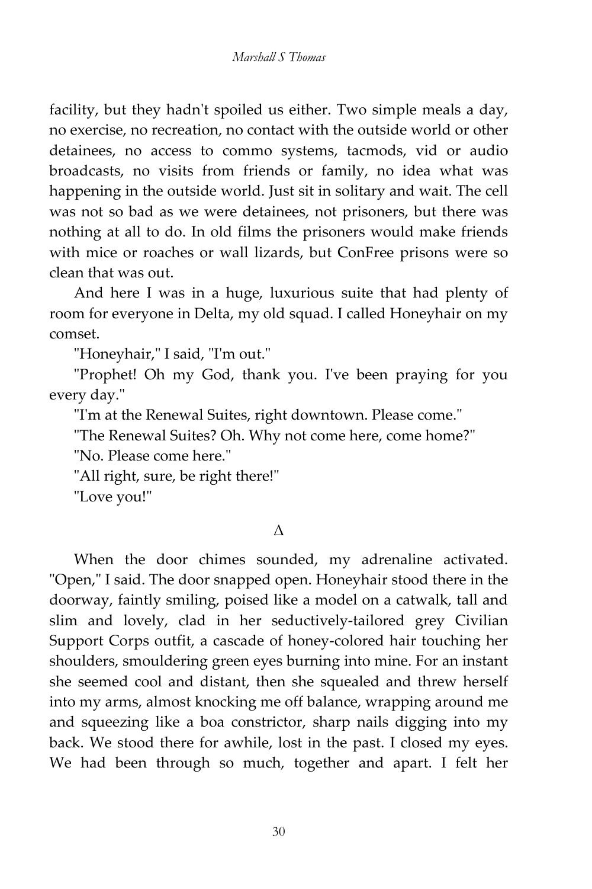facility, but they hadn't spoiled us either. Two simple meals a day, no exercise, no recreation, no contact with the outside world or other detainees, no access to commo systems, tacmods, vid or audio broadcasts, no visits from friends or family, no idea what was happening in the outside world. Just sit in solitary and wait. The cell was not so bad as we were detainees, not prisoners, but there was nothing at all to do. In old films the prisoners would make friends with mice or roaches or wall lizards, but ConFree prisons were so clean that was out.

And here I was in a huge, luxurious suite that had plenty of room for everyone in Delta, my old squad. I called Honeyhair on my comset.

"Honeyhair," I said, "I'm out."

"Prophet! Oh my God, thank you. I've been praying for you every day."

"I'm at the Renewal Suites, right downtown. Please come."

"The Renewal Suites? Oh. Why not come here, come home?"

"No. Please come here."

"All right, sure, be right there!"

"Love you!"

Δ

When the door chimes sounded, my adrenaline activated. "Open," I said. The door snapped open. Honeyhair stood there in the doorway, faintly smiling, poised like a model on a catwalk, tall and slim and lovely, clad in her seductively-tailored grey Civilian Support Corps outfit, a cascade of honey-colored hair touching her shoulders, smouldering green eyes burning into mine. For an instant she seemed cool and distant, then she squealed and threw herself into my arms, almost knocking me off balance, wrapping around me and squeezing like a boa constrictor, sharp nails digging into my back. We stood there for awhile, lost in the past. I closed my eyes. We had been through so much, together and apart. I felt her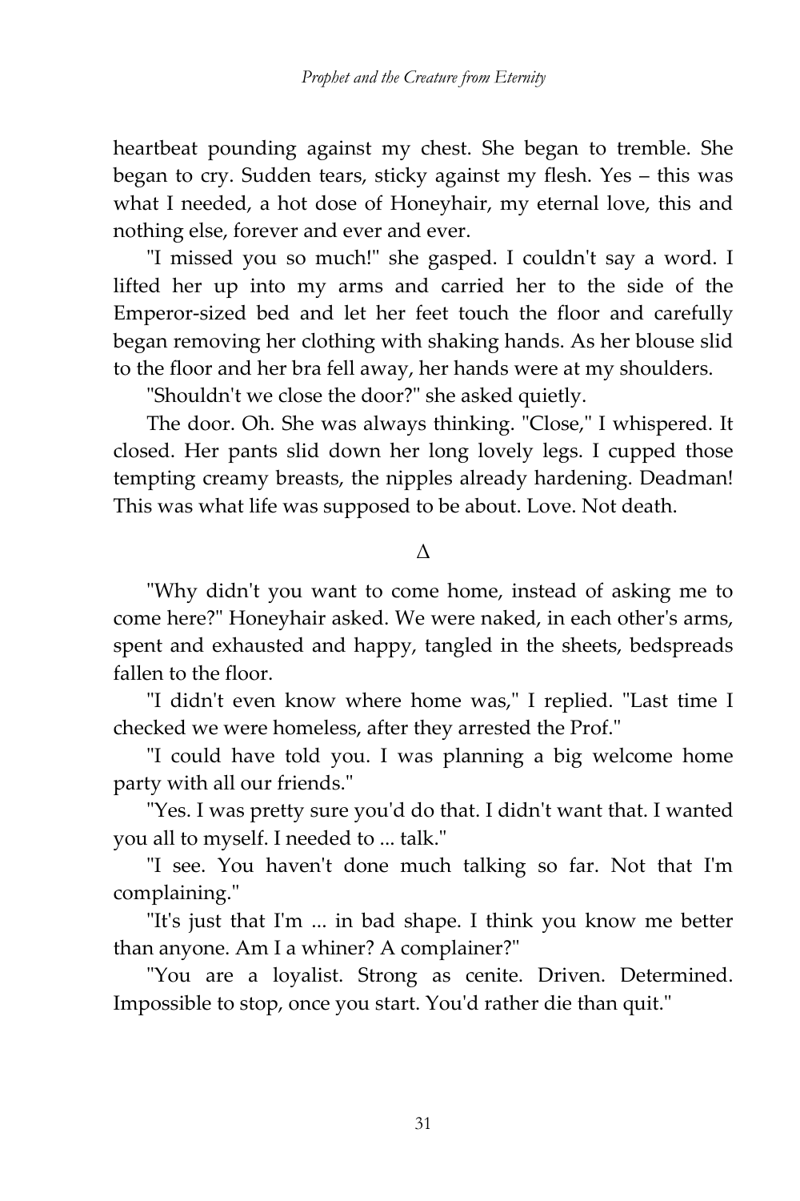heartbeat pounding against my chest. She began to tremble. She began to cry. Sudden tears, sticky against my flesh. Yes – this was what I needed, a hot dose of Honeyhair, my eternal love, this and nothing else, forever and ever and ever.

"I missed you so much!" she gasped. I couldn't say a word. I lifted her up into my arms and carried her to the side of the Emperor-sized bed and let her feet touch the floor and carefully began removing her clothing with shaking hands. As her blouse slid to the floor and her bra fell away, her hands were at my shoulders.

"Shouldn't we close the door?" she asked quietly.

The door. Oh. She was always thinking. "Close," I whispered. It closed. Her pants slid down her long lovely legs. I cupped those tempting creamy breasts, the nipples already hardening. Deadman! This was what life was supposed to be about. Love. Not death.

Δ

"Why didn't you want to come home, instead of asking me to come here?" Honeyhair asked. We were naked, in each other's arms, spent and exhausted and happy, tangled in the sheets, bedspreads fallen to the floor.

"I didn't even know where home was," I replied. "Last time I checked we were homeless, after they arrested the Prof."

"I could have told you. I was planning a big welcome home party with all our friends."

"Yes. I was pretty sure you'd do that. I didn't want that. I wanted you all to myself. I needed to ... talk."

"I see. You haven't done much talking so far. Not that I'm complaining."

"It's just that I'm ... in bad shape. I think you know me better than anyone. Am I a whiner? A complainer?"

"You are a loyalist. Strong as cenite. Driven. Determined. Impossible to stop, once you start. You'd rather die than quit."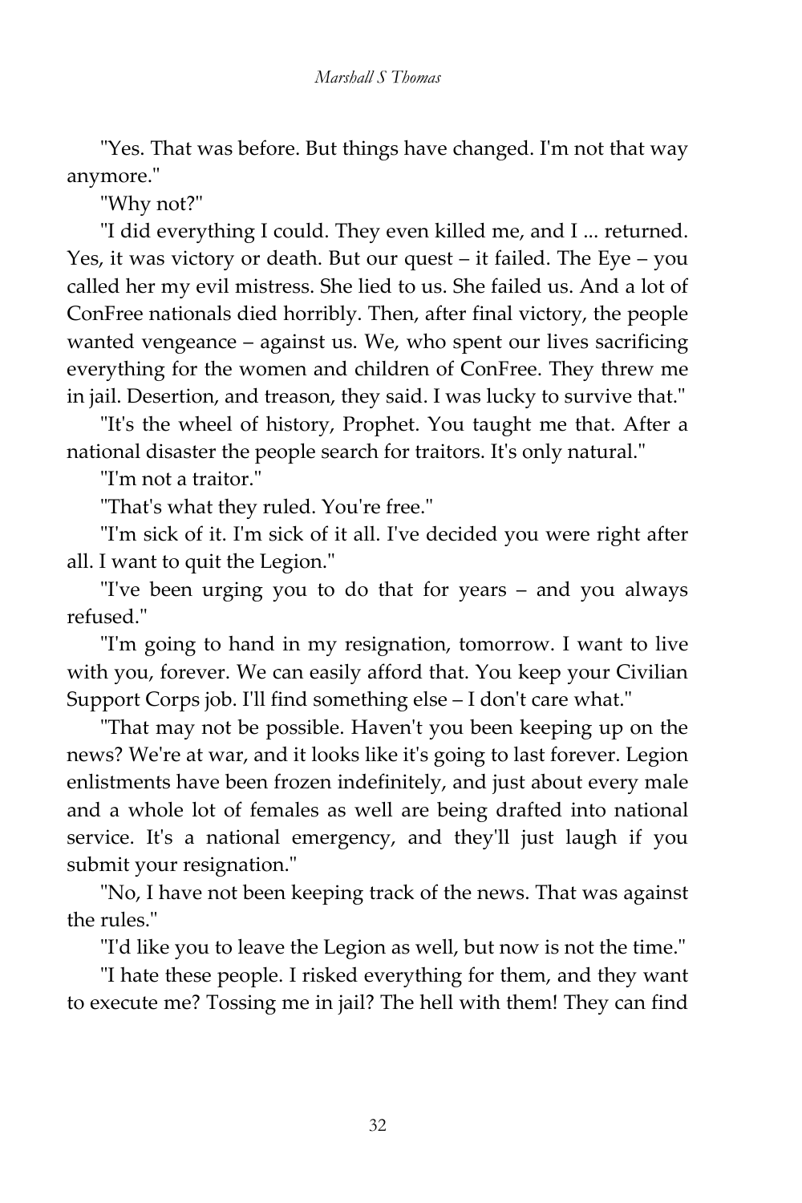"Yes. That was before. But things have changed. I'm not that way anymore."

"Why not?"

"I did everything I could. They even killed me, and I ... returned. Yes, it was victory or death. But our quest – it failed. The Eye – you called her my evil mistress. She lied to us. She failed us. And a lot of ConFree nationals died horribly. Then, after final victory, the people wanted vengeance – against us. We, who spent our lives sacrificing everything for the women and children of ConFree. They threw me in jail. Desertion, and treason, they said. I was lucky to survive that."

"It's the wheel of history, Prophet. You taught me that. After a national disaster the people search for traitors. It's only natural."

"I'm not a traitor."

"That's what they ruled. You're free."

"I'm sick of it. I'm sick of it all. I've decided you were right after all. I want to quit the Legion."

"I've been urging you to do that for years – and you always refused."

"I'm going to hand in my resignation, tomorrow. I want to live with you, forever. We can easily afford that. You keep your Civilian Support Corps job. I'll find something else – I don't care what."

"That may not be possible. Haven't you been keeping up on the news? We're at war, and it looks like it's going to last forever. Legion enlistments have been frozen indefinitely, and just about every male and a whole lot of females as well are being drafted into national service. It's a national emergency, and they'll just laugh if you submit your resignation."

"No, I have not been keeping track of the news. That was against the rules."

"I'd like you to leave the Legion as well, but now is not the time."

"I hate these people. I risked everything for them, and they want to execute me? Tossing me in jail? The hell with them! They can find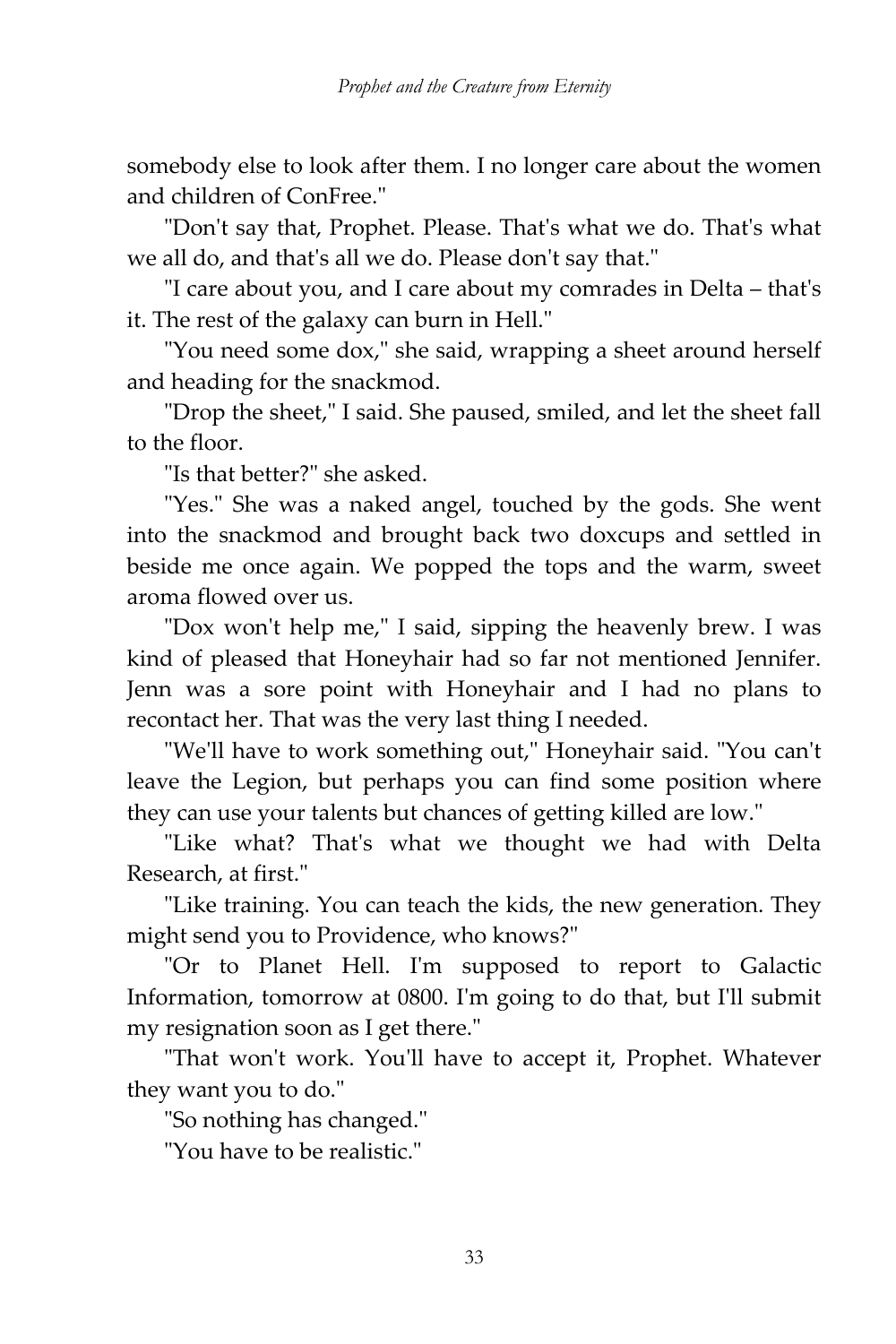somebody else to look after them. I no longer care about the women and children of ConFree."

"Don't say that, Prophet. Please. That's what we do. That's what we all do, and that's all we do. Please don't say that."

"I care about you, and I care about my comrades in Delta – that's it. The rest of the galaxy can burn in Hell."

"You need some dox," she said, wrapping a sheet around herself and heading for the snackmod.

"Drop the sheet," I said. She paused, smiled, and let the sheet fall to the floor.

"Is that better?" she asked.

"Yes." She was a naked angel, touched by the gods. She went into the snackmod and brought back two doxcups and settled in beside me once again. We popped the tops and the warm, sweet aroma flowed over us.

"Dox won't help me," I said, sipping the heavenly brew. I was kind of pleased that Honeyhair had so far not mentioned Jennifer. Jenn was a sore point with Honeyhair and I had no plans to recontact her. That was the very last thing I needed.

"We'll have to work something out," Honeyhair said. "You can't leave the Legion, but perhaps you can find some position where they can use your talents but chances of getting killed are low."

"Like what? That's what we thought we had with Delta Research, at first."

"Like training. You can teach the kids, the new generation. They might send you to Providence, who knows?"

"Or to Planet Hell. I'm supposed to report to Galactic Information, tomorrow at 0800. I'm going to do that, but I'll submit my resignation soon as I get there."

"That won't work. You'll have to accept it, Prophet. Whatever they want you to do."

"So nothing has changed."

"You have to be realistic."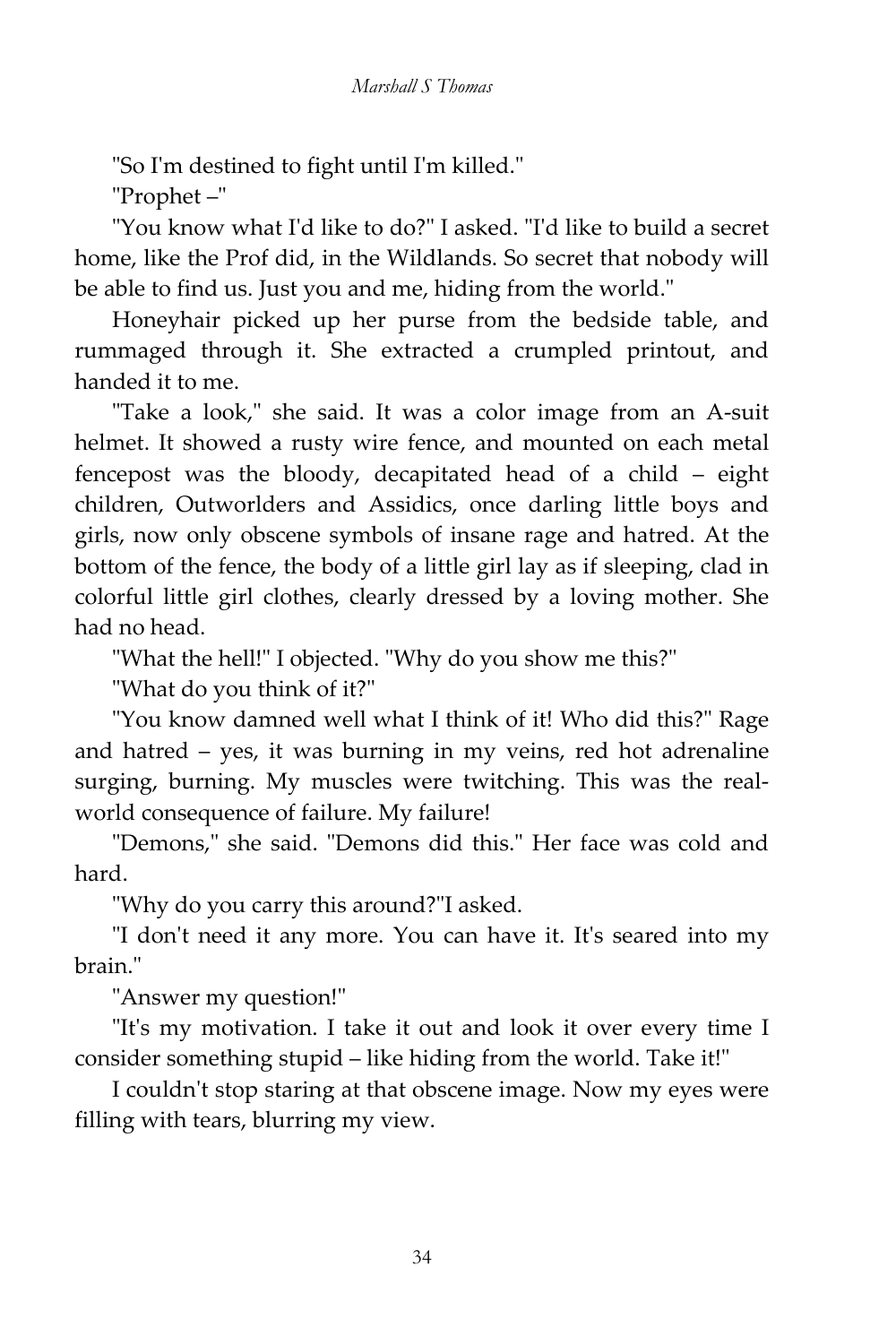"So I'm destined to fight until I'm killed."

"Prophet –"

"You know what I'd like to do?" I asked. "I'd like to build a secret home, like the Prof did, in the Wildlands. So secret that nobody will be able to find us. Just you and me, hiding from the world."

Honeyhair picked up her purse from the bedside table, and rummaged through it. She extracted a crumpled printout, and handed it to me.

"Take a look," she said. It was a color image from an A-suit helmet. It showed a rusty wire fence, and mounted on each metal fencepost was the bloody, decapitated head of a child – eight children, Outworlders and Assidics, once darling little boys and girls, now only obscene symbols of insane rage and hatred. At the bottom of the fence, the body of a little girl lay as if sleeping, clad in colorful little girl clothes, clearly dressed by a loving mother. She had no head.

"What the hell!" I objected. "Why do you show me this?"

"What do you think of it?"

"You know damned well what I think of it! Who did this?" Rage and hatred – yes, it was burning in my veins, red hot adrenaline surging, burning. My muscles were twitching. This was the real-world consequence of failure. My failure!

"Demons," she said. "Demons did this." Her face was cold and hard.

"Why do you carry this around?"I asked.

"I don't need it any more. You can have it. It's seared into my brain."

"Answer my question!"

"It's my motivation. I take it out and look it over every time I consider something stupid – like hiding from the world. Take it!"

I couldn't stop staring at that obscene image. Now my eyes were filling with tears, blurring my view.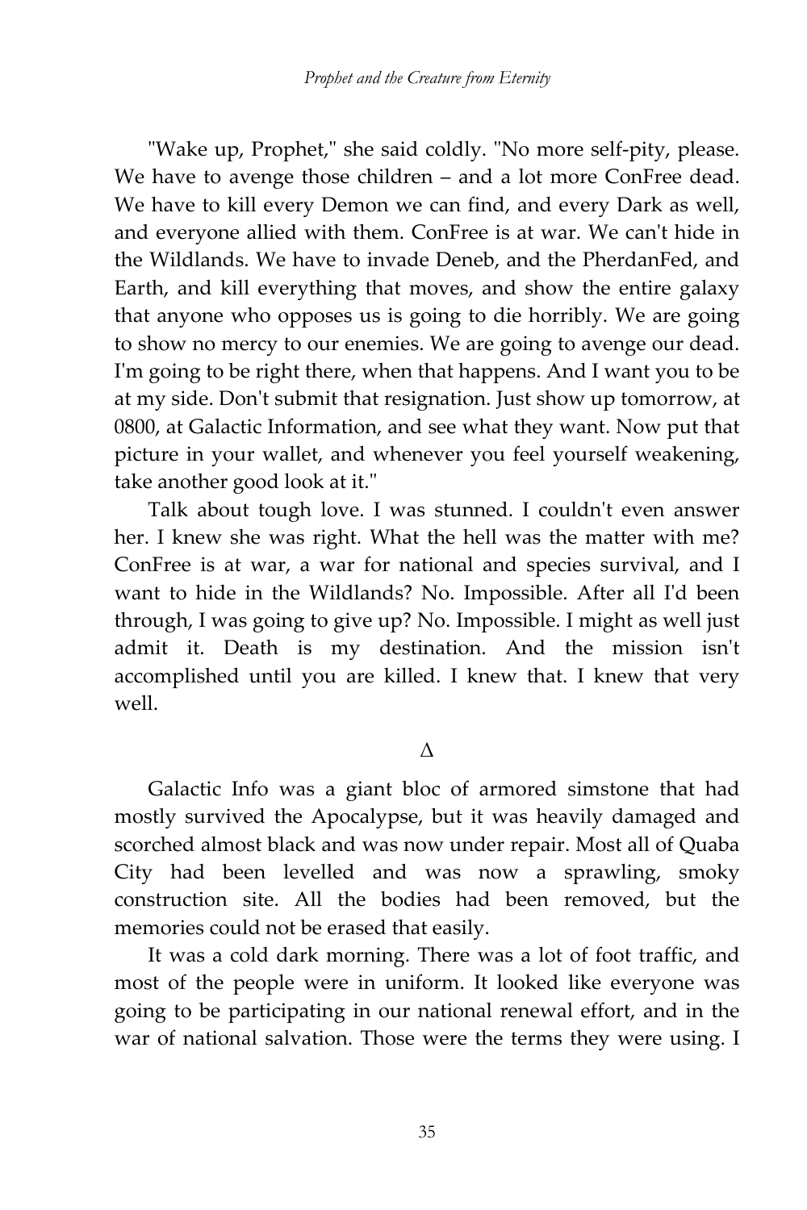"Wake up, Prophet," she said coldly. "No more self-pity, please. We have to avenge those children – and a lot more ConFree dead. We have to kill every Demon we can find, and every Dark as well, and everyone allied with them. ConFree is at war. We can't hide in the Wildlands. We have to invade Deneb, and the PherdanFed, and Earth, and kill everything that moves, and show the entire galaxy that anyone who opposes us is going to die horribly. We are going to show no mercy to our enemies. We are going to avenge our dead. I'm going to be right there, when that happens. And I want you to be at my side. Don't submit that resignation. Just show up tomorrow, at 0800, at Galactic Information, and see what they want. Now put that picture in your wallet, and whenever you feel yourself weakening, take another good look at it."

Talk about tough love. I was stunned. I couldn't even answer her. I knew she was right. What the hell was the matter with me? ConFree is at war, a war for national and species survival, and I want to hide in the Wildlands? No. Impossible. After all I'd been through, I was going to give up? No. Impossible. I might as well just admit it. Death is my destination. And the mission isn't accomplished until you are killed. I knew that. I knew that very well.

Δ

Galactic Info was a giant bloc of armored simstone that had mostly survived the Apocalypse, but it was heavily damaged and scorched almost black and was now under repair. Most all of Quaba City had been levelled and was now a sprawling, smoky construction site. All the bodies had been removed, but the memories could not be erased that easily.

It was a cold dark morning. There was a lot of foot traffic, and most of the people were in uniform. It looked like everyone was going to be participating in our national renewal effort, and in the war of national salvation. Those were the terms they were using. I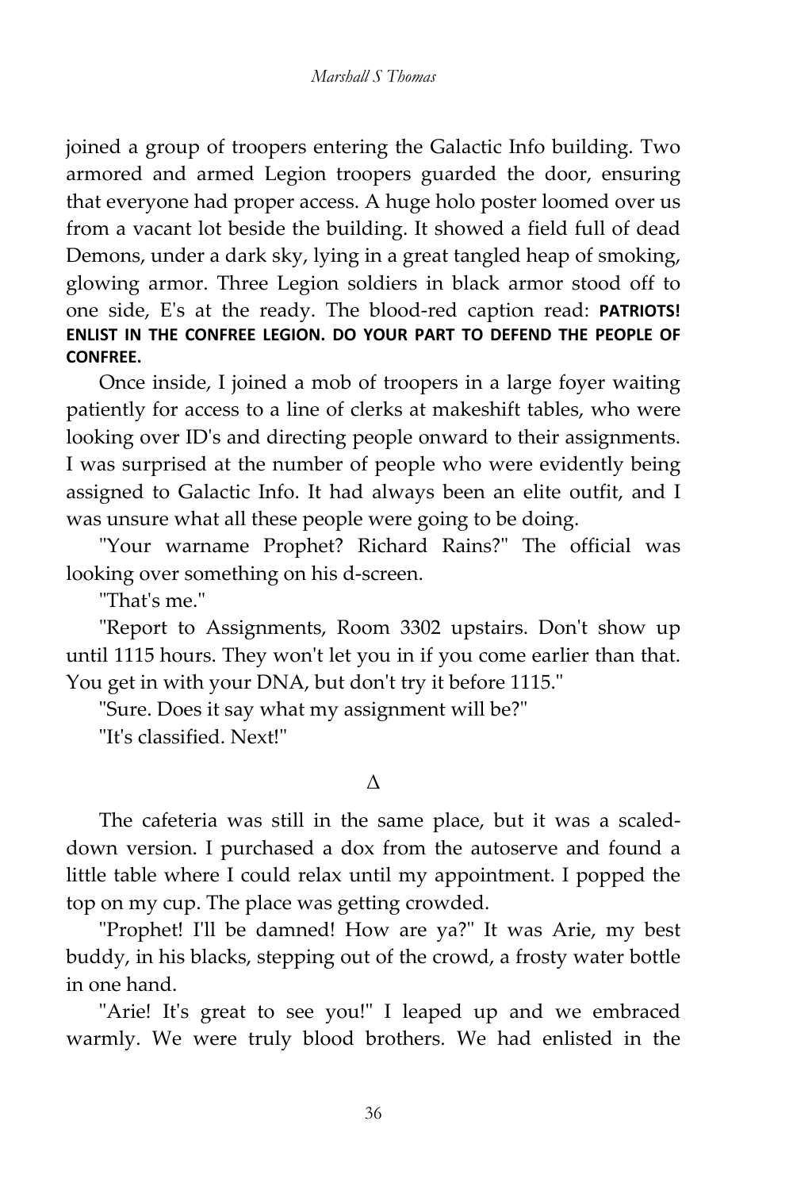joined a group of troopers entering the Galactic Info building. Two armored and armed Legion troopers guarded the door, ensuring that everyone had proper access. A huge holo poster loomed over us from a vacant lot beside the building. It showed a field full of dead Demons, under a dark sky, lying in a great tangled heap of smoking, glowing armor. Three Legion soldiers in black armor stood off to one side, E's at the ready. The blood-red caption read: **PATRIOTS! ENLIST IN THE CONFREE LEGION. DO YOUR PART TO DEFEND THE PEOPLE OF CONFREE.**

Once inside, I joined a mob of troopers in a large foyer waiting patiently for access to a line of clerks at makeshift tables, who were looking over ID's and directing people onward to their assignments. I was surprised at the number of people who were evidently being assigned to Galactic Info. It had always been an elite outfit, and I was unsure what all these people were going to be doing.

"Your warname Prophet? Richard Rains?" The official was looking over something on his d-screen.

"That's me."

"Report to Assignments, Room 3302 upstairs. Don't show up until 1115 hours. They won't let you in if you come earlier than that. You get in with your DNA, but don't try it before 1115."

"Sure. Does it say what my assignment will be?"

"It's classified. Next!"

Δ

The cafeteria was still in the same place, but it was a scaled-down version. I purchased a dox from the autoserve and found a little table where I could relax until my appointment. I popped the top on my cup. The place was getting crowded.

"Prophet! I'll be damned! How are ya?" It was Arie, my best buddy, in his blacks, stepping out of the crowd, a frosty water bottle in one hand.

"Arie! It's great to see you!" I leaped up and we embraced warmly. We were truly blood brothers. We had enlisted in the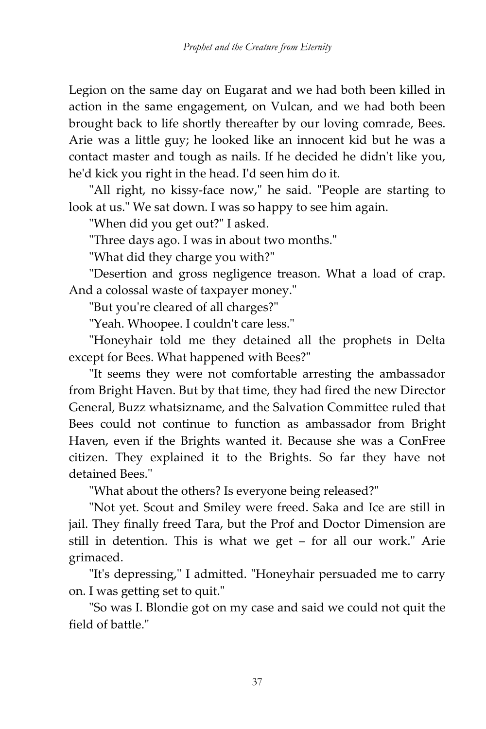Legion on the same day on Eugarat and we had both been killed in action in the same engagement, on Vulcan, and we had both been brought back to life shortly thereafter by our loving comrade, Bees. Arie was a little guy; he looked like an innocent kid but he was a contact master and tough as nails. If he decided he didn't like you, he'd kick you right in the head. I'd seen him do it.

"All right, no kissy-face now," he said. "People are starting to look at us." We sat down. I was so happy to see him again.

"When did you get out?" I asked.

"Three days ago. I was in about two months."

"What did they charge you with?"

"Desertion and gross negligence treason. What a load of crap. And a colossal waste of taxpayer money."

"But you're cleared of all charges?"

"Yeah. Whoopee. I couldn't care less."

"Honeyhair told me they detained all the prophets in Delta except for Bees. What happened with Bees?"

"It seems they were not comfortable arresting the ambassador from Bright Haven. But by that time, they had fired the new Director General, Buzz whatsizname, and the Salvation Committee ruled that Bees could not continue to function as ambassador from Bright Haven, even if the Brights wanted it. Because she was a ConFree citizen. They explained it to the Brights. So far they have not detained Bees."

"What about the others? Is everyone being released?"

"Not yet. Scout and Smiley were freed. Saka and Ice are still in jail. They finally freed Tara, but the Prof and Doctor Dimension are still in detention. This is what we get – for all our work." Arie grimaced.

"It's depressing," I admitted. "Honeyhair persuaded me to carry on. I was getting set to quit."

"So was I. Blondie got on my case and said we could not quit the field of battle."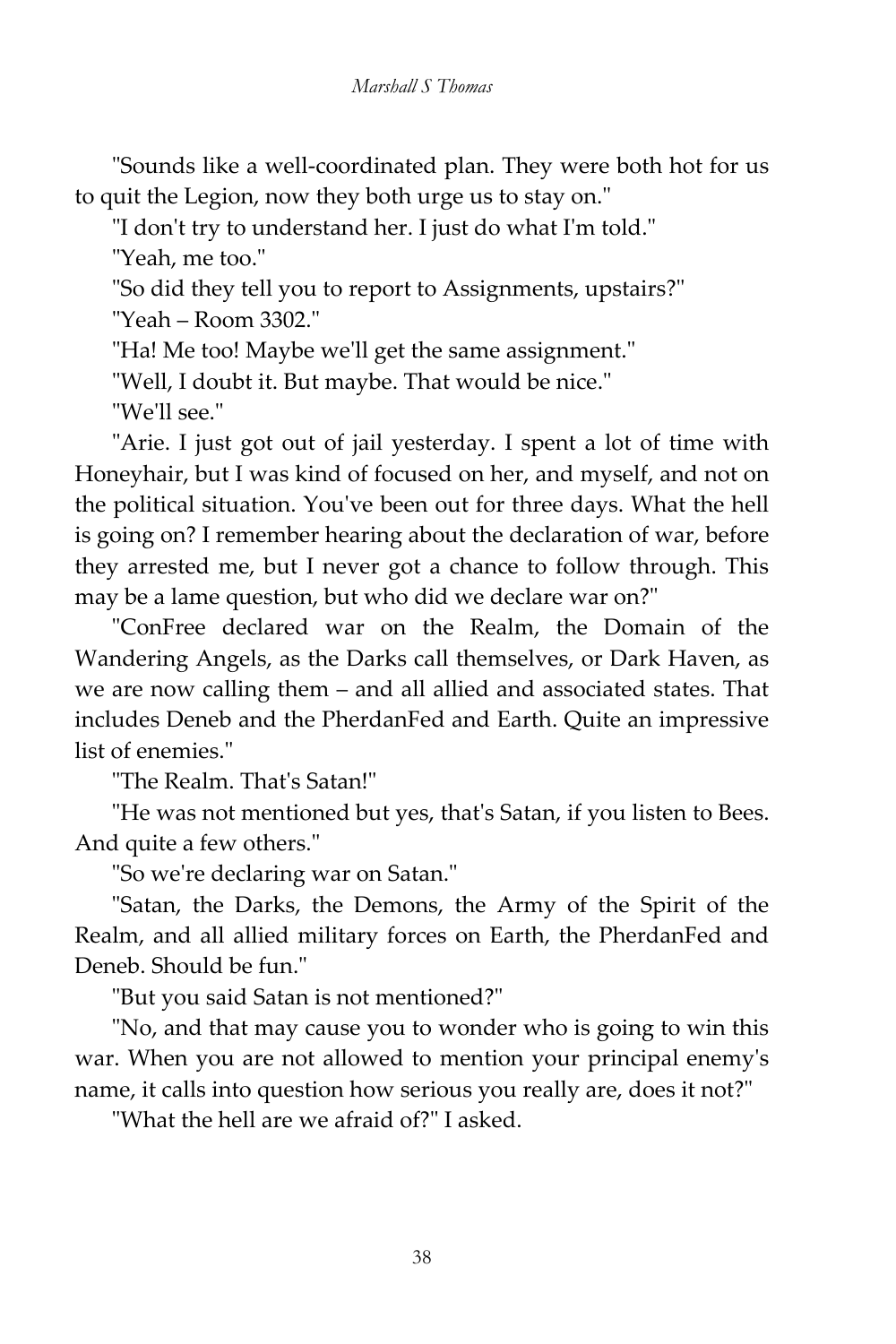"Sounds like a well-coordinated plan. They were both hot for us to quit the Legion, now they both urge us to stay on."

"I don't try to understand her. I just do what I'm told."

"Yeah, me too."

"So did they tell you to report to Assignments, upstairs?"

"Yeah – Room 3302."

"Ha! Me too! Maybe we'll get the same assignment."

"Well, I doubt it. But maybe. That would be nice."

"We'll see."

"Arie. I just got out of jail yesterday. I spent a lot of time with Honeyhair, but I was kind of focused on her, and myself, and not on the political situation. You've been out for three days. What the hell is going on? I remember hearing about the declaration of war, before they arrested me, but I never got a chance to follow through. This may be a lame question, but who did we declare war on?"

"ConFree declared war on the Realm, the Domain of the Wandering Angels, as the Darks call themselves, or Dark Haven, as we are now calling them – and all allied and associated states. That includes Deneb and the PherdanFed and Earth. Quite an impressive list of enemies."

"The Realm. That's Satan!"

"He was not mentioned but yes, that's Satan, if you listen to Bees. And quite a few others."

"So we're declaring war on Satan."

"Satan, the Darks, the Demons, the Army of the Spirit of the Realm, and all allied military forces on Earth, the PherdanFed and Deneb. Should be fun."

"But you said Satan is not mentioned?"

"No, and that may cause you to wonder who is going to win this war. When you are not allowed to mention your principal enemy's name, it calls into question how serious you really are, does it not?"

"What the hell are we afraid of?" I asked.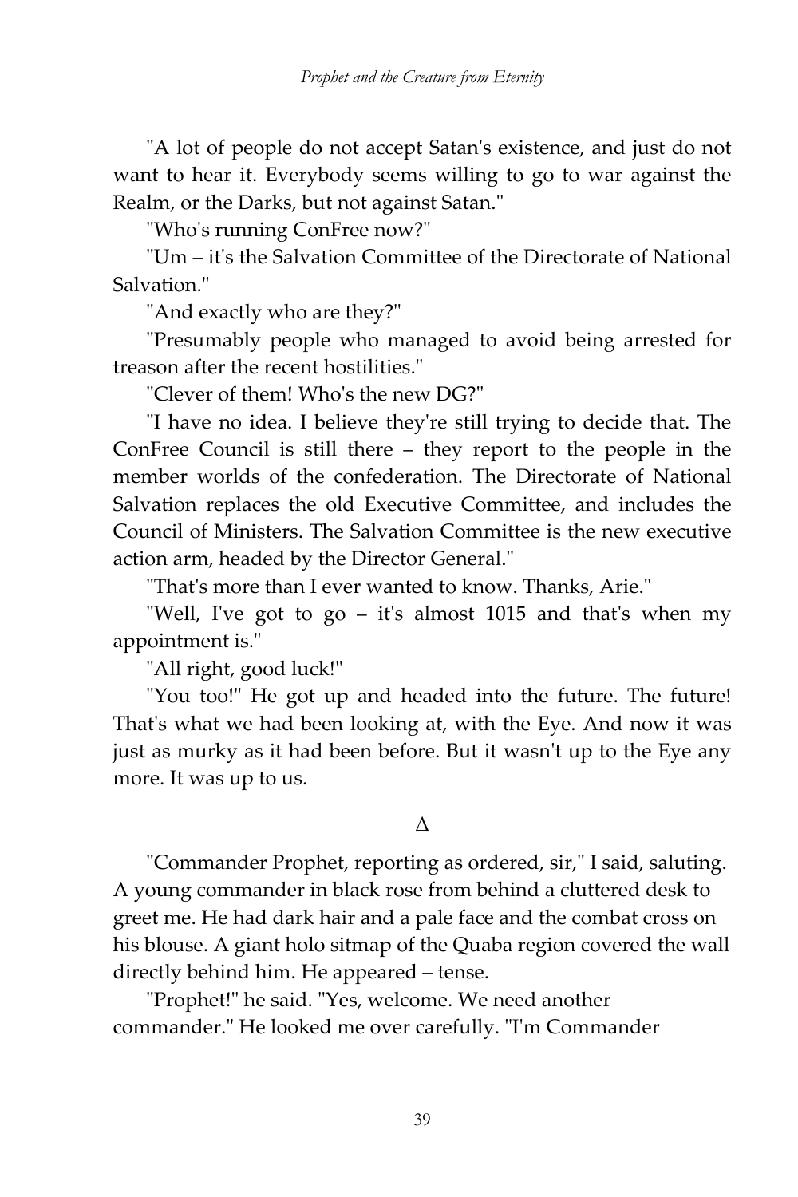"A lot of people do not accept Satan's existence, and just do not want to hear it. Everybody seems willing to go to war against the Realm, or the Darks, but not against Satan."

"Who's running ConFree now?"

"Um – it's the Salvation Committee of the Directorate of National Salvation."

"And exactly who are they?"

"Presumably people who managed to avoid being arrested for treason after the recent hostilities."

"Clever of them! Who's the new DG?"

"I have no idea. I believe they're still trying to decide that. The ConFree Council is still there – they report to the people in the member worlds of the confederation. The Directorate of National Salvation replaces the old Executive Committee, and includes the Council of Ministers. The Salvation Committee is the new executive action arm, headed by the Director General."

"That's more than I ever wanted to know. Thanks, Arie."

"Well, I've got to go – it's almost 1015 and that's when my appointment is."

"All right, good luck!"

"You too!" He got up and headed into the future. The future! That's what we had been looking at, with the Eye. And now it was just as murky as it had been before. But it wasn't up to the Eye any more. It was up to us.

Δ

"Commander Prophet, reporting as ordered, sir," I said, saluting. A young commander in black rose from behind a cluttered desk to greet me. He had dark hair and a pale face and the combat cross on his blouse. A giant holo sitmap of the Quaba region covered the wall directly behind him. He appeared – tense.

"Prophet!" he said. "Yes, welcome. We need another commander." He looked me over carefully. "I'm Commander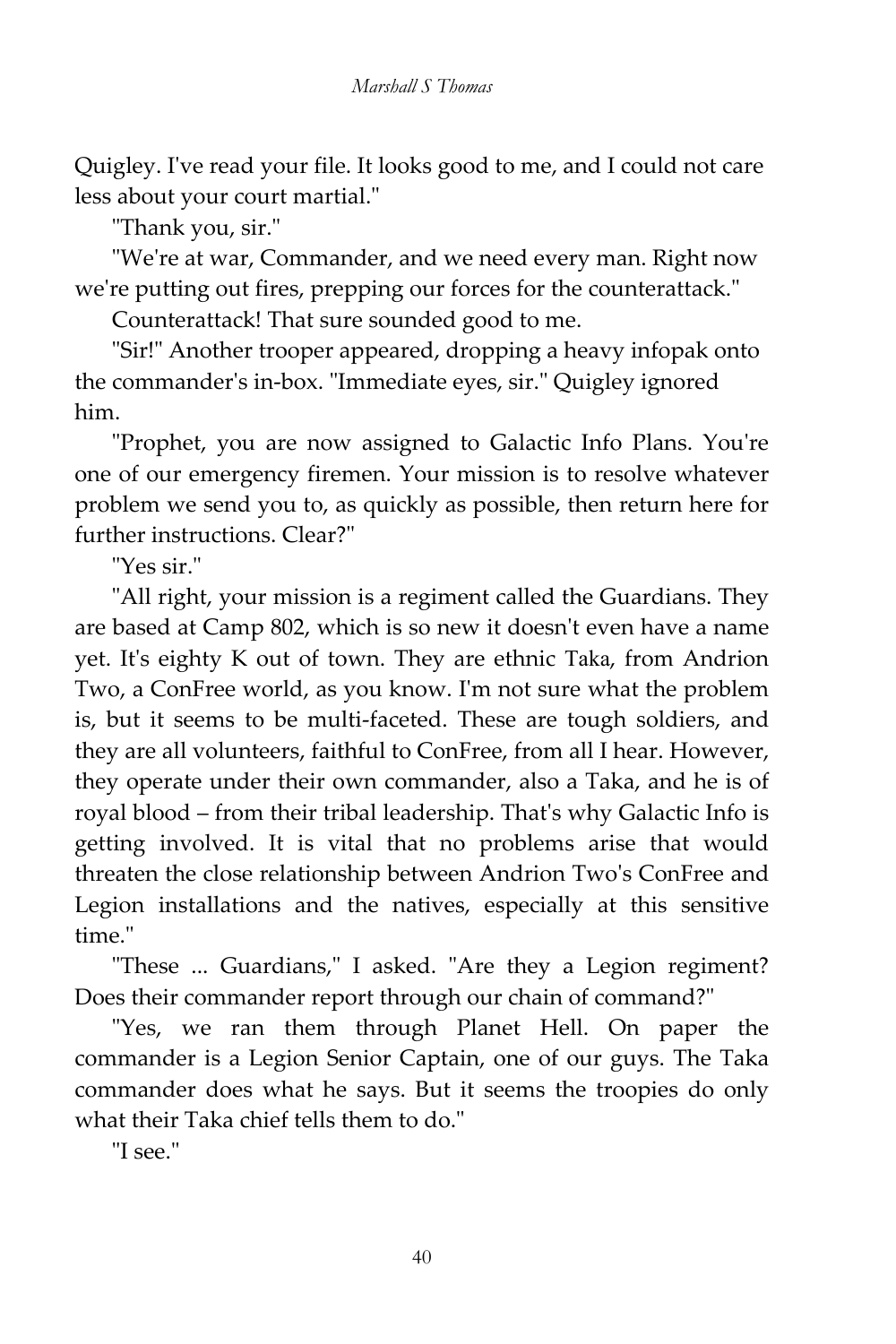Quigley. I've read your file. It looks good to me, and I could not care less about your court martial."

"Thank you, sir."

"We're at war, Commander, and we need every man. Right now we're putting out fires, prepping our forces for the counterattack."

Counterattack! That sure sounded good to me.

"Sir!" Another trooper appeared, dropping a heavy infopak onto the commander's in-box. "Immediate eyes, sir." Quigley ignored him.

"Prophet, you are now assigned to Galactic Info Plans. You're one of our emergency firemen. Your mission is to resolve whatever problem we send you to, as quickly as possible, then return here for further instructions. Clear?"

"Yes sir."

"All right, your mission is a regiment called the Guardians. They are based at Camp 802, which is so new it doesn't even have a name yet. It's eighty K out of town. They are ethnic Taka, from Andrion Two, a ConFree world, as you know. I'm not sure what the problem is, but it seems to be multi-faceted. These are tough soldiers, and they are all volunteers, faithful to ConFree, from all I hear. However, they operate under their own commander, also a Taka, and he is of royal blood – from their tribal leadership. That's why Galactic Info is getting involved. It is vital that no problems arise that would threaten the close relationship between Andrion Two's ConFree and Legion installations and the natives, especially at this sensitive time."

"These ... Guardians," I asked. "Are they a Legion regiment? Does their commander report through our chain of command?"

"Yes, we ran them through Planet Hell. On paper the commander is a Legion Senior Captain, one of our guys. The Taka commander does what he says. But it seems the troopies do only what their Taka chief tells them to do."

"I see."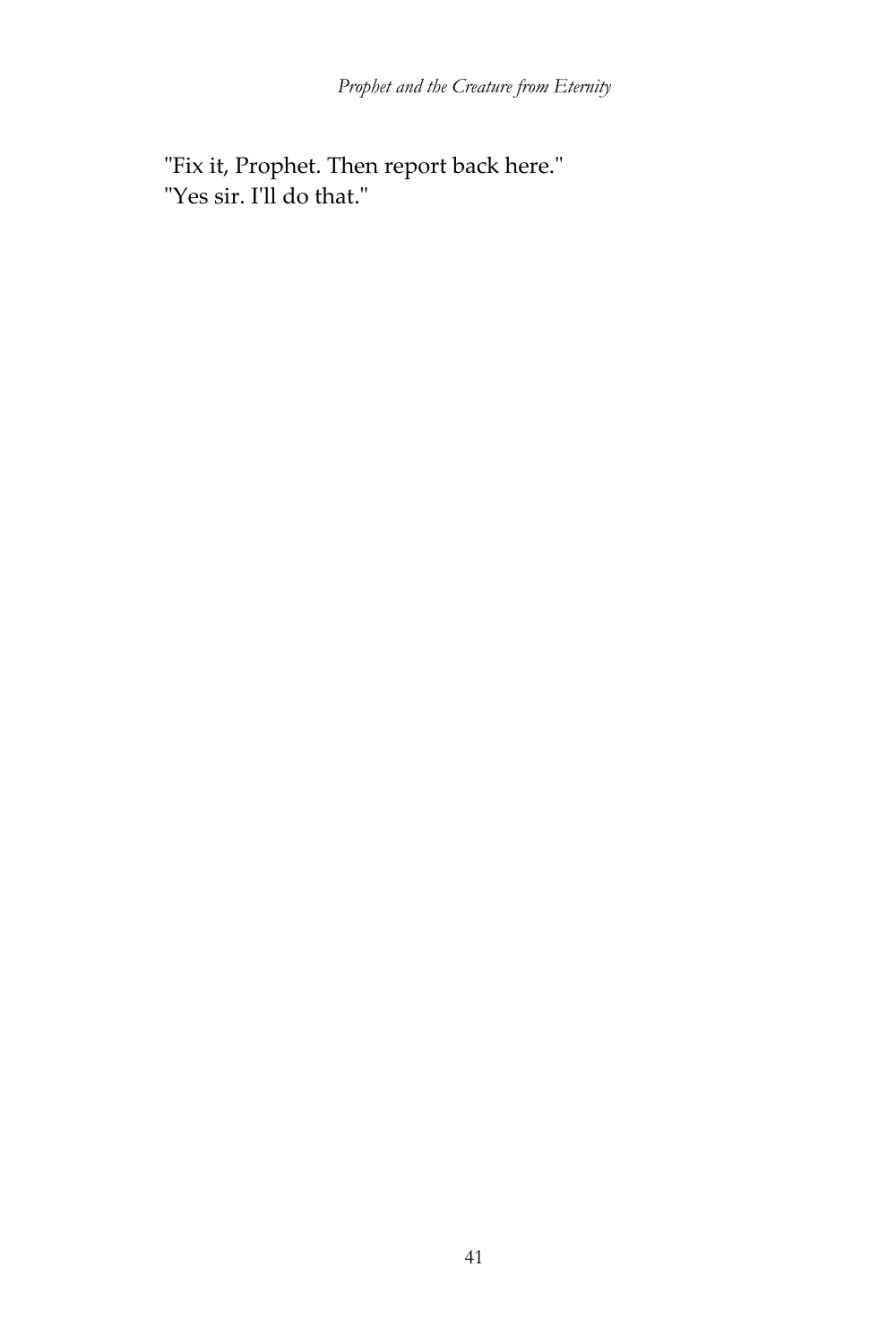"Fix it, Prophet. Then report back here."
"Yes sir. I'll do that."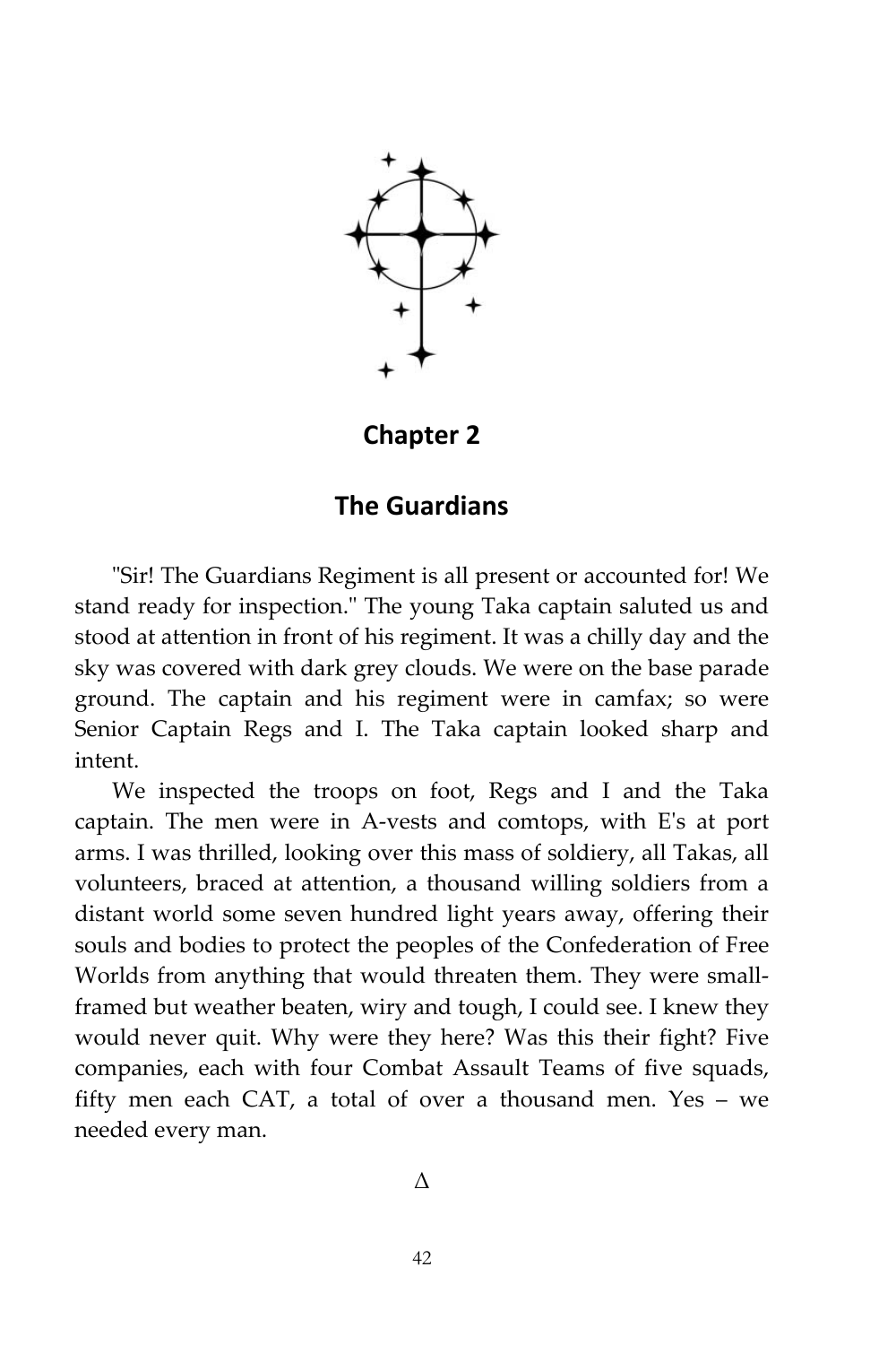## Chapter 2

## The Guardians

"Sir! The Guardians Regiment is all present or accounted for! We stand ready for inspection." The young Taka captain saluted us and stood at attention in front of his regiment. It was a chilly day and the sky was covered with dark grey clouds. We were on the base parade ground. The captain and his regiment were in camfax; so were Senior Captain Regs and I. The Taka captain looked sharp and intent.

We inspected the troops on foot, Regs and I and the Taka captain. The men were in A-vests and comtops, with E's at port arms. I was thrilled, looking over this mass of soldiery, all Takas, all volunteers, braced at attention, a thousand willing soldiers from a distant world some seven hundred light years away, offering their souls and bodies to protect the peoples of the Confederation of Free Worlds from anything that would threaten them. They were small-framed but weather beaten, wiry and tough, I could see. I knew they would never quit. Why were they here? Was this their fight? Five companies, each with four Combat Assault Teams of five squads, fifty men each CAT, a total of over a thousand men. Yes – we needed every man.

Δ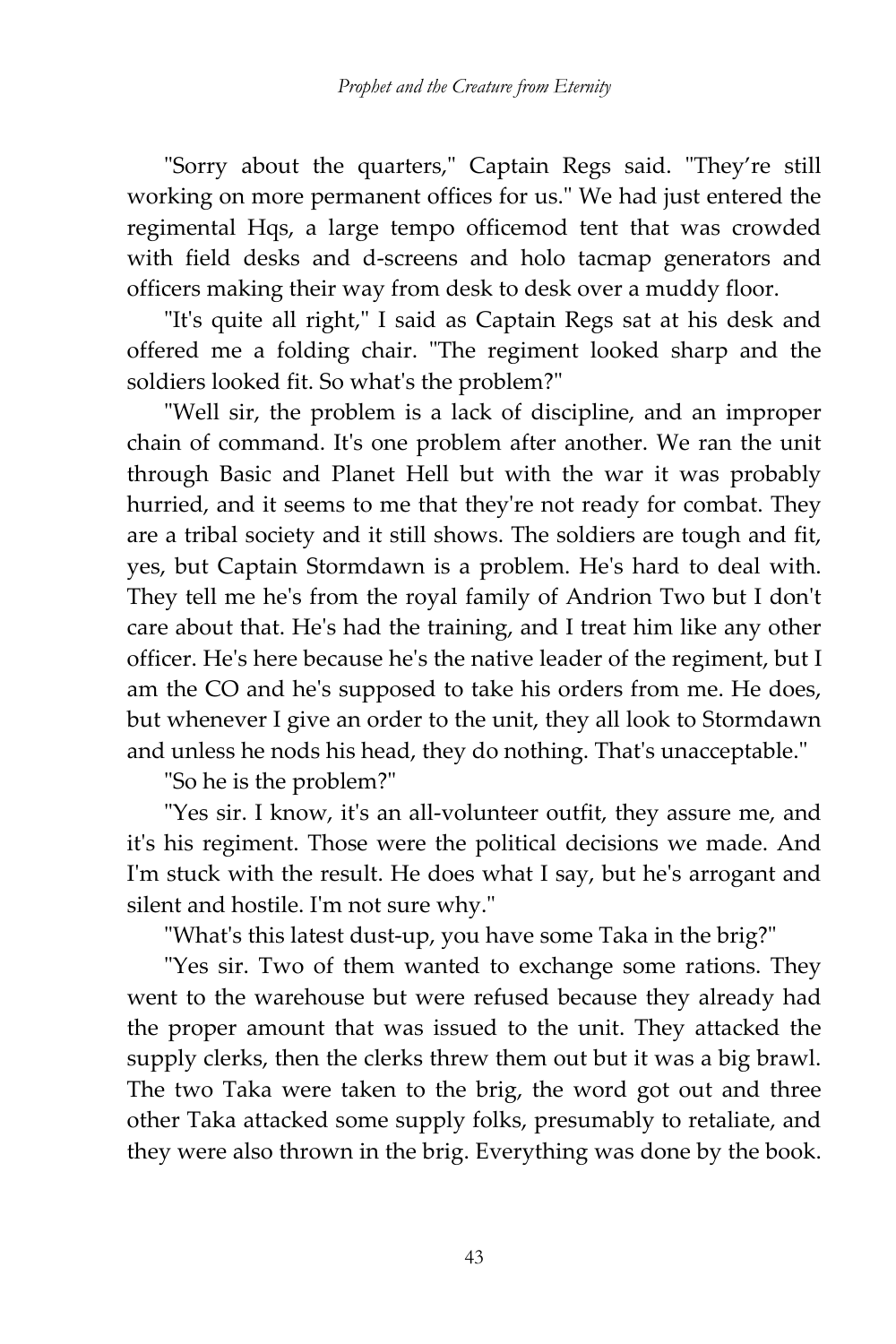"Sorry about the quarters," Captain Regs said. "They're still working on more permanent offices for us." We had just entered the regimental Hqs, a large tempo officemod tent that was crowded with field desks and d-screens and holo tacmap generators and officers making their way from desk to desk over a muddy floor.

"It's quite all right," I said as Captain Regs sat at his desk and offered me a folding chair. "The regiment looked sharp and the soldiers looked fit. So what's the problem?"

"Well sir, the problem is a lack of discipline, and an improper chain of command. It's one problem after another. We ran the unit through Basic and Planet Hell but with the war it was probably hurried, and it seems to me that they're not ready for combat. They are a tribal society and it still shows. The soldiers are tough and fit, yes, but Captain Stormdawn is a problem. He's hard to deal with. They tell me he's from the royal family of Andrion Two but I don't care about that. He's had the training, and I treat him like any other officer. He's here because he's the native leader of the regiment, but I am the CO and he's supposed to take his orders from me. He does, but whenever I give an order to the unit, they all look to Stormdawn and unless he nods his head, they do nothing. That's unacceptable."

"So he is the problem?"

"Yes sir. I know, it's an all-volunteer outfit, they assure me, and it's his regiment. Those were the political decisions we made. And I'm stuck with the result. He does what I say, but he's arrogant and silent and hostile. I'm not sure why."

"What's this latest dust-up, you have some Taka in the brig?"

"Yes sir. Two of them wanted to exchange some rations. They went to the warehouse but were refused because they already had the proper amount that was issued to the unit. They attacked the supply clerks, then the clerks threw them out but it was a big brawl. The two Taka were taken to the brig, the word got out and three other Taka attacked some supply folks, presumably to retaliate, and they were also thrown in the brig. Everything was done by the book.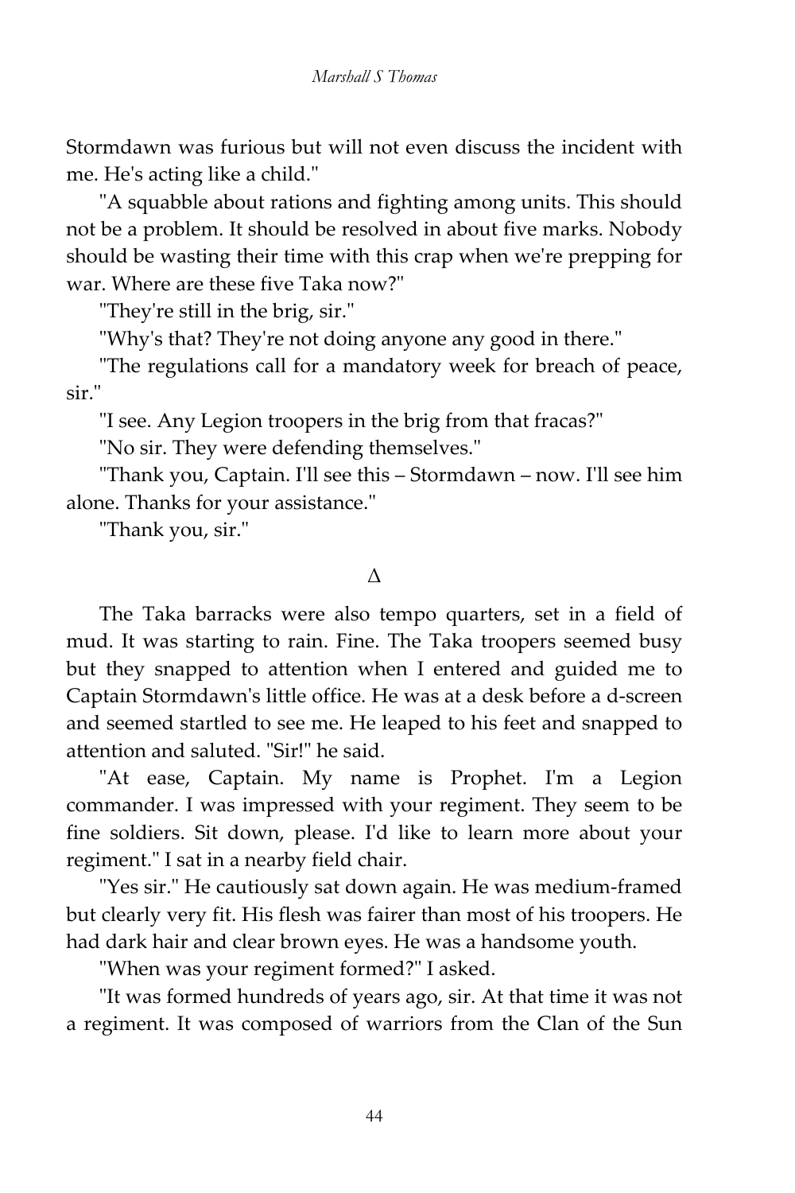Stormdawn was furious but will not even discuss the incident with me. He's acting like a child."

"A squabble about rations and fighting among units. This should not be a problem. It should be resolved in about five marks. Nobody should be wasting their time with this crap when we're prepping for war. Where are these five Taka now?"

"They're still in the brig, sir."

"Why's that? They're not doing anyone any good in there."

"The regulations call for a mandatory week for breach of peace, sir."

"I see. Any Legion troopers in the brig from that fracas?"

"No sir. They were defending themselves."

"Thank you, Captain. I'll see this – Stormdawn – now. I'll see him alone. Thanks for your assistance."

"Thank you, sir."

Δ

The Taka barracks were also tempo quarters, set in a field of mud. It was starting to rain. Fine. The Taka troopers seemed busy but they snapped to attention when I entered and guided me to Captain Stormdawn's little office. He was at a desk before a d-screen and seemed startled to see me. He leaped to his feet and snapped to attention and saluted. "Sir!" he said.

"At ease, Captain. My name is Prophet. I'm a Legion commander. I was impressed with your regiment. They seem to be fine soldiers. Sit down, please. I'd like to learn more about your regiment." I sat in a nearby field chair.

"Yes sir." He cautiously sat down again. He was medium-framed but clearly very fit. His flesh was fairer than most of his troopers. He had dark hair and clear brown eyes. He was a handsome youth.

"When was your regiment formed?" I asked.

"It was formed hundreds of years ago, sir. At that time it was not a regiment. It was composed of warriors from the Clan of the Sun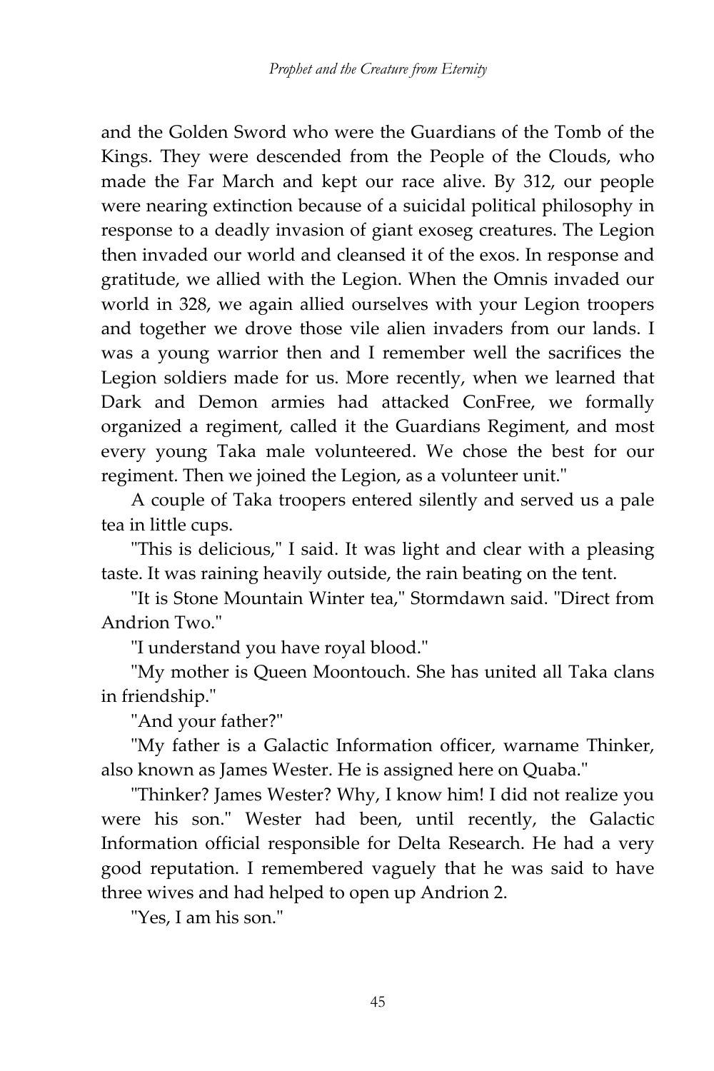and the Golden Sword who were the Guardians of the Tomb of the Kings. They were descended from the People of the Clouds, who made the Far March and kept our race alive. By 312, our people were nearing extinction because of a suicidal political philosophy in response to a deadly invasion of giant exoseg creatures. The Legion then invaded our world and cleansed it of the exos. In response and gratitude, we allied with the Legion. When the Omnis invaded our world in 328, we again allied ourselves with your Legion troopers and together we drove those vile alien invaders from our lands. I was a young warrior then and I remember well the sacrifices the Legion soldiers made for us. More recently, when we learned that Dark and Demon armies had attacked ConFree, we formally organized a regiment, called it the Guardians Regiment, and most every young Taka male volunteered. We chose the best for our regiment. Then we joined the Legion, as a volunteer unit."

A couple of Taka troopers entered silently and served us a pale tea in little cups.

"This is delicious," I said. It was light and clear with a pleasing taste. It was raining heavily outside, the rain beating on the tent.

"It is Stone Mountain Winter tea," Stormdawn said. "Direct from Andrion Two."

"I understand you have royal blood."

"My mother is Queen Moontouch. She has united all Taka clans in friendship."

"And your father?"

"My father is a Galactic Information officer, warname Thinker, also known as James Wester. He is assigned here on Quaba."

"Thinker? James Wester? Why, I know him! I did not realize you were his son." Wester had been, until recently, the Galactic Information official responsible for Delta Research. He had a very good reputation. I remembered vaguely that he was said to have three wives and had helped to open up Andrion 2.

"Yes, I am his son."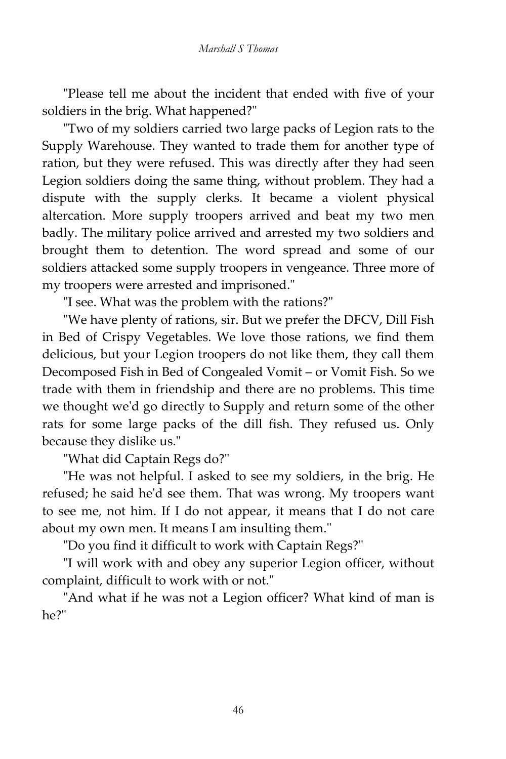"Please tell me about the incident that ended with five of your soldiers in the brig. What happened?"

"Two of my soldiers carried two large packs of Legion rats to the Supply Warehouse. They wanted to trade them for another type of ration, but they were refused. This was directly after they had seen Legion soldiers doing the same thing, without problem. They had a dispute with the supply clerks. It became a violent physical altercation. More supply troopers arrived and beat my two men badly. The military police arrived and arrested my two soldiers and brought them to detention. The word spread and some of our soldiers attacked some supply troopers in vengeance. Three more of my troopers were arrested and imprisoned."

"I see. What was the problem with the rations?"

"We have plenty of rations, sir. But we prefer the DFCV, Dill Fish in Bed of Crispy Vegetables. We love those rations, we find them delicious, but your Legion troopers do not like them, they call them Decomposed Fish in Bed of Congealed Vomit – or Vomit Fish. So we trade with them in friendship and there are no problems. This time we thought we'd go directly to Supply and return some of the other rats for some large packs of the dill fish. They refused us. Only because they dislike us."

"What did Captain Regs do?"

"He was not helpful. I asked to see my soldiers, in the brig. He refused; he said he'd see them. That was wrong. My troopers want to see me, not him. If I do not appear, it means that I do not care about my own men. It means I am insulting them."

"Do you find it difficult to work with Captain Regs?"

"I will work with and obey any superior Legion officer, without complaint, difficult to work with or not."

"And what if he was not a Legion officer? What kind of man is he?"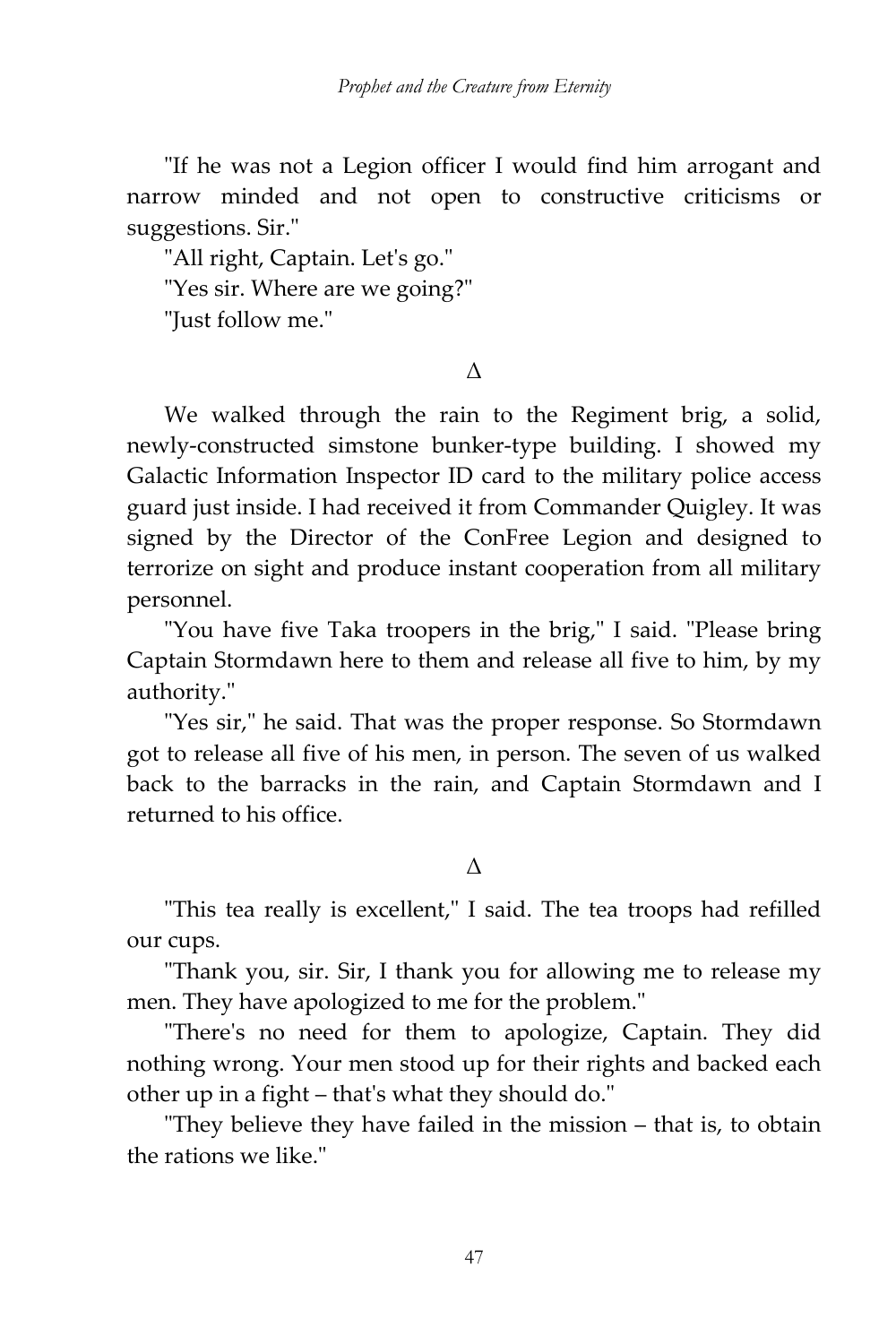"If he was not a Legion officer I would find him arrogant and narrow minded and not open to constructive criticisms or suggestions. Sir."

"All right, Captain. Let's go."

"Yes sir. Where are we going?"

"Just follow me."

Δ

We walked through the rain to the Regiment brig, a solid, newly-constructed simstone bunker-type building. I showed my Galactic Information Inspector ID card to the military police access guard just inside. I had received it from Commander Quigley. It was signed by the Director of the ConFree Legion and designed to terrorize on sight and produce instant cooperation from all military personnel.

"You have five Taka troopers in the brig," I said. "Please bring Captain Stormdawn here to them and release all five to him, by my authority."

"Yes sir," he said. That was the proper response. So Stormdawn got to release all five of his men, in person. The seven of us walked back to the barracks in the rain, and Captain Stormdawn and I returned to his office.

Δ

"This tea really is excellent," I said. The tea troops had refilled our cups.

"Thank you, sir. Sir, I thank you for allowing me to release my men. They have apologized to me for the problem."

"There's no need for them to apologize, Captain. They did nothing wrong. Your men stood up for their rights and backed each other up in a fight – that's what they should do."

"They believe they have failed in the mission – that is, to obtain the rations we like."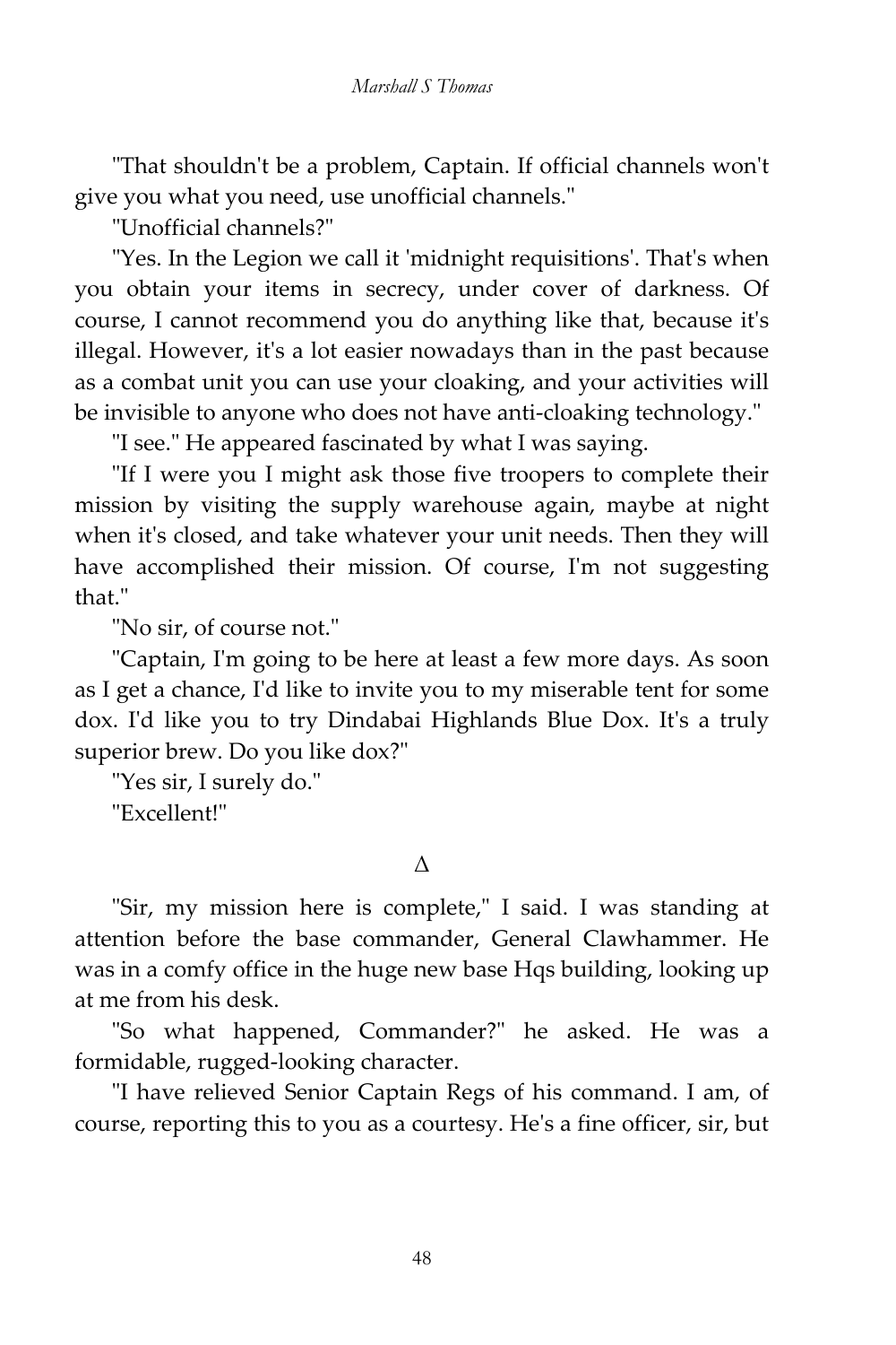"That shouldn't be a problem, Captain. If official channels won't give you what you need, use unofficial channels."

"Unofficial channels?"

"Yes. In the Legion we call it 'midnight requisitions'. That's when you obtain your items in secrecy, under cover of darkness. Of course, I cannot recommend you do anything like that, because it's illegal. However, it's a lot easier nowadays than in the past because as a combat unit you can use your cloaking, and your activities will be invisible to anyone who does not have anti-cloaking technology."

"I see." He appeared fascinated by what I was saying.

"If I were you I might ask those five troopers to complete their mission by visiting the supply warehouse again, maybe at night when it's closed, and take whatever your unit needs. Then they will have accomplished their mission. Of course, I'm not suggesting that."

"No sir, of course not."

"Captain, I'm going to be here at least a few more days. As soon as I get a chance, I'd like to invite you to my miserable tent for some dox. I'd like you to try Dindabai Highlands Blue Dox. It's a truly superior brew. Do you like dox?"

"Yes sir, I surely do."

"Excellent!"

Δ

"Sir, my mission here is complete," I said. I was standing at attention before the base commander, General Clawhammer. He was in a comfy office in the huge new base Hqs building, looking up at me from his desk.

"So what happened, Commander?" he asked. He was a formidable, rugged-looking character.

"I have relieved Senior Captain Regs of his command. I am, of course, reporting this to you as a courtesy. He's a fine officer, sir, but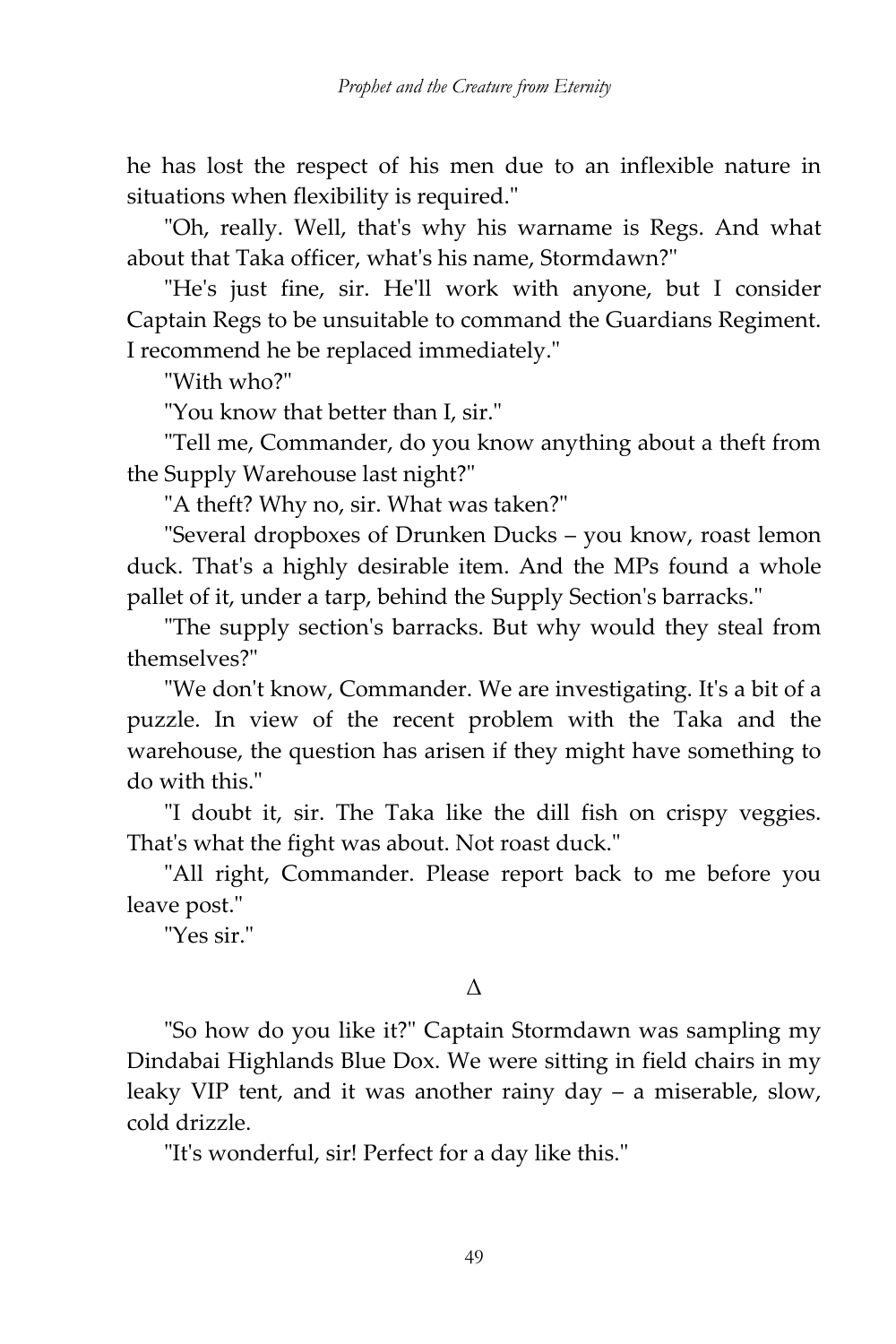he has lost the respect of his men due to an inflexible nature in situations when flexibility is required."

"Oh, really. Well, that's why his warname is Regs. And what about that Taka officer, what's his name, Stormdawn?"

"He's just fine, sir. He'll work with anyone, but I consider Captain Regs to be unsuitable to command the Guardians Regiment. I recommend he be replaced immediately."

"With who?"

"You know that better than I, sir."

"Tell me, Commander, do you know anything about a theft from the Supply Warehouse last night?"

"A theft? Why no, sir. What was taken?"

"Several dropboxes of Drunken Ducks – you know, roast lemon duck. That's a highly desirable item. And the MPs found a whole pallet of it, under a tarp, behind the Supply Section's barracks."

"The supply section's barracks. But why would they steal from themselves?"

"We don't know, Commander. We are investigating. It's a bit of a puzzle. In view of the recent problem with the Taka and the warehouse, the question has arisen if they might have something to do with this."

"I doubt it, sir. The Taka like the dill fish on crispy veggies. That's what the fight was about. Not roast duck."

"All right, Commander. Please report back to me before you leave post."

"Yes sir."

Δ

"So how do you like it?" Captain Stormdawn was sampling my Dindabai Highlands Blue Dox. We were sitting in field chairs in my leaky VIP tent, and it was another rainy day – a miserable, slow, cold drizzle.

"It's wonderful, sir! Perfect for a day like this."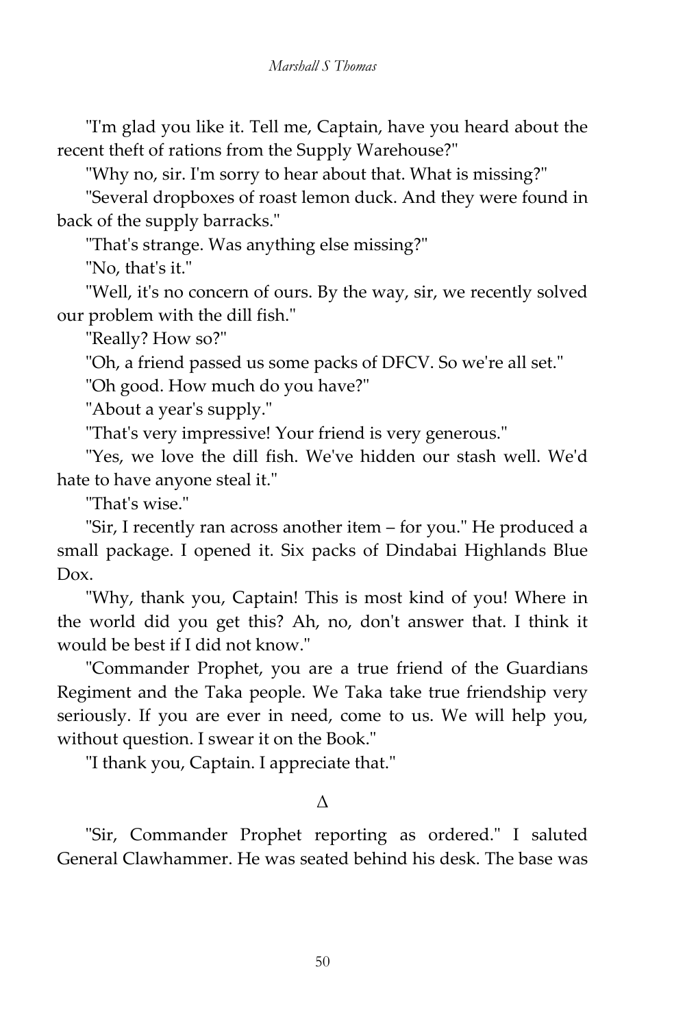"I'm glad you like it. Tell me, Captain, have you heard about the recent theft of rations from the Supply Warehouse?"

"Why no, sir. I'm sorry to hear about that. What is missing?"

"Several dropboxes of roast lemon duck. And they were found in back of the supply barracks."

"That's strange. Was anything else missing?"

"No, that's it."

"Well, it's no concern of ours. By the way, sir, we recently solved our problem with the dill fish."

"Really? How so?"

"Oh, a friend passed us some packs of DFCV. So we're all set."

"Oh good. How much do you have?"

"About a year's supply."

"That's very impressive! Your friend is very generous."

"Yes, we love the dill fish. We've hidden our stash well. We'd hate to have anyone steal it."

"That's wise."

"Sir, I recently ran across another item – for you." He produced a small package. I opened it. Six packs of Dindabai Highlands Blue Dox.

"Why, thank you, Captain! This is most kind of you! Where in the world did you get this? Ah, no, don't answer that. I think it would be best if I did not know."

"Commander Prophet, you are a true friend of the Guardians Regiment and the Taka people. We Taka take true friendship very seriously. If you are ever in need, come to us. We will help you, without question. I swear it on the Book."

"I thank you, Captain. I appreciate that."

Δ

"Sir, Commander Prophet reporting as ordered." I saluted General Clawhammer. He was seated behind his desk. The base was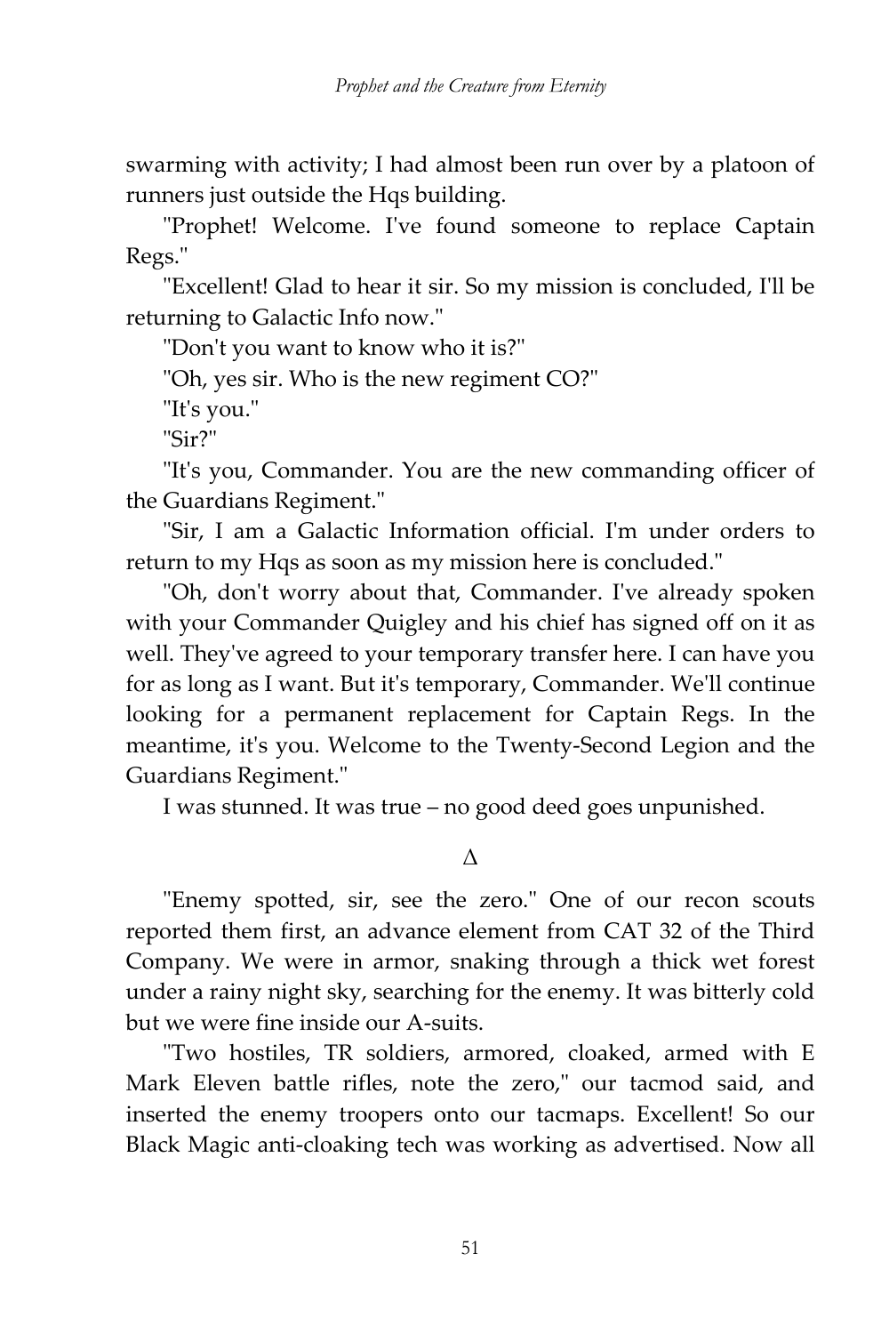swarming with activity; I had almost been run over by a platoon of runners just outside the Hqs building.

"Prophet! Welcome. I've found someone to replace Captain Regs."

"Excellent! Glad to hear it sir. So my mission is concluded, I'll be returning to Galactic Info now."

"Don't you want to know who it is?"

"Oh, yes sir. Who is the new regiment CO?"

"It's you."

"Sir?"

"It's you, Commander. You are the new commanding officer of the Guardians Regiment."

"Sir, I am a Galactic Information official. I'm under orders to return to my Hqs as soon as my mission here is concluded."

"Oh, don't worry about that, Commander. I've already spoken with your Commander Quigley and his chief has signed off on it as well. They've agreed to your temporary transfer here. I can have you for as long as I want. But it's temporary, Commander. We'll continue looking for a permanent replacement for Captain Regs. In the meantime, it's you. Welcome to the Twenty-Second Legion and the Guardians Regiment."

I was stunned. It was true – no good deed goes unpunished.

Δ

"Enemy spotted, sir, see the zero." One of our recon scouts reported them first, an advance element from CAT 32 of the Third Company. We were in armor, snaking through a thick wet forest under a rainy night sky, searching for the enemy. It was bitterly cold but we were fine inside our A-suits.

"Two hostiles, TR soldiers, armored, cloaked, armed with E Mark Eleven battle rifles, note the zero," our tacmod said, and inserted the enemy troopers onto our tacmaps. Excellent! So our Black Magic anti-cloaking tech was working as advertised. Now all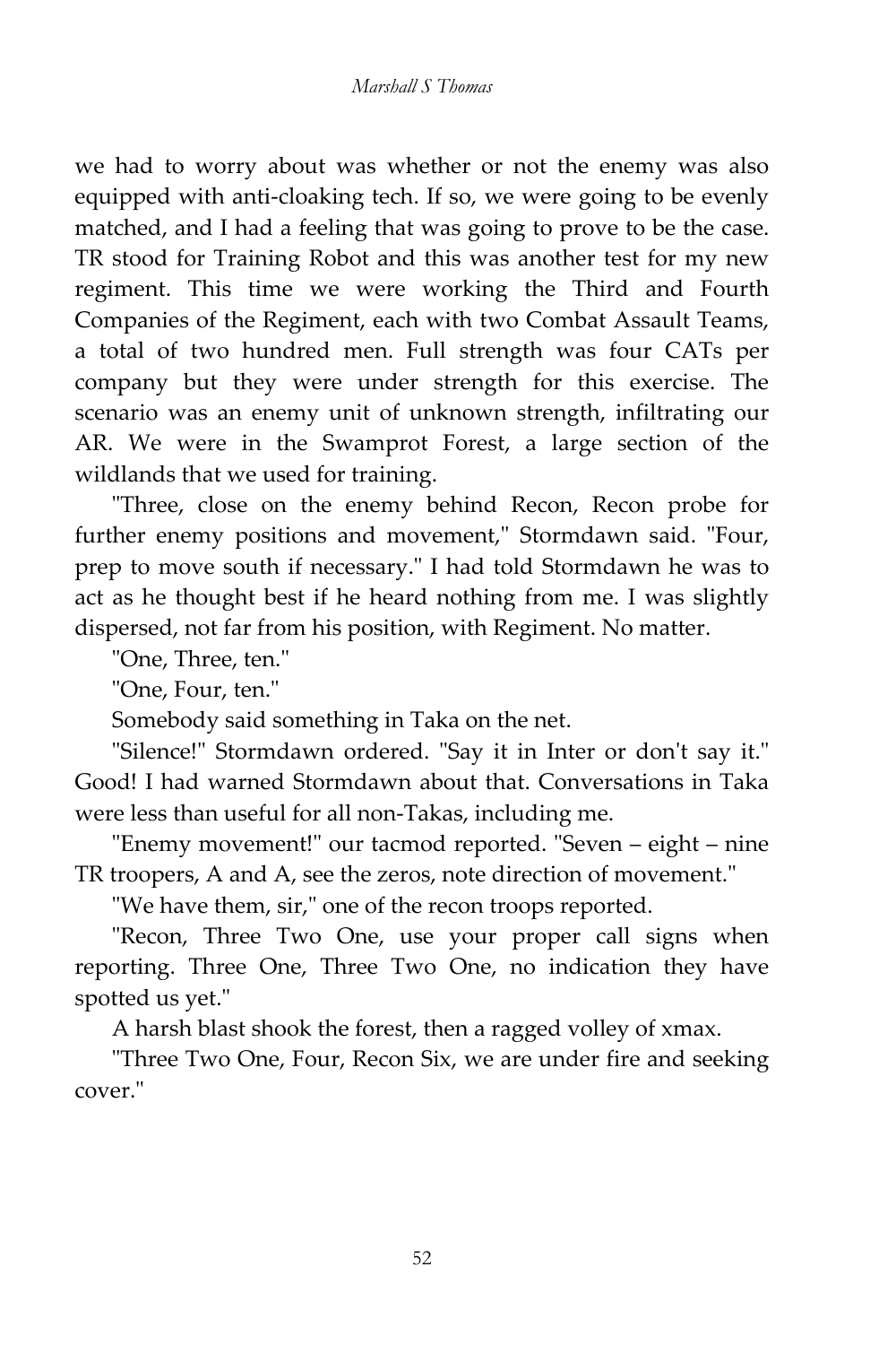we had to worry about was whether or not the enemy was also equipped with anti-cloaking tech. If so, we were going to be evenly matched, and I had a feeling that was going to prove to be the case. TR stood for Training Robot and this was another test for my new regiment. This time we were working the Third and Fourth Companies of the Regiment, each with two Combat Assault Teams, a total of two hundred men. Full strength was four CATs per company but they were under strength for this exercise. The scenario was an enemy unit of unknown strength, infiltrating our AR. We were in the Swamprot Forest, a large section of the wildlands that we used for training.

"Three, close on the enemy behind Recon, Recon probe for further enemy positions and movement," Stormdawn said. "Four, prep to move south if necessary." I had told Stormdawn he was to act as he thought best if he heard nothing from me. I was slightly dispersed, not far from his position, with Regiment. No matter.

"One, Three, ten."

"One, Four, ten."

Somebody said something in Taka on the net.

"Silence!" Stormdawn ordered. "Say it in Inter or don't say it." Good! I had warned Stormdawn about that. Conversations in Taka were less than useful for all non-Takas, including me.

"Enemy movement!" our tacmod reported. "Seven – eight – nine TR troopers, A and A, see the zeros, note direction of movement."

"We have them, sir," one of the recon troops reported.

"Recon, Three Two One, use your proper call signs when reporting. Three One, Three Two One, no indication they have spotted us yet."

A harsh blast shook the forest, then a ragged volley of xmax.

"Three Two One, Four, Recon Six, we are under fire and seeking cover."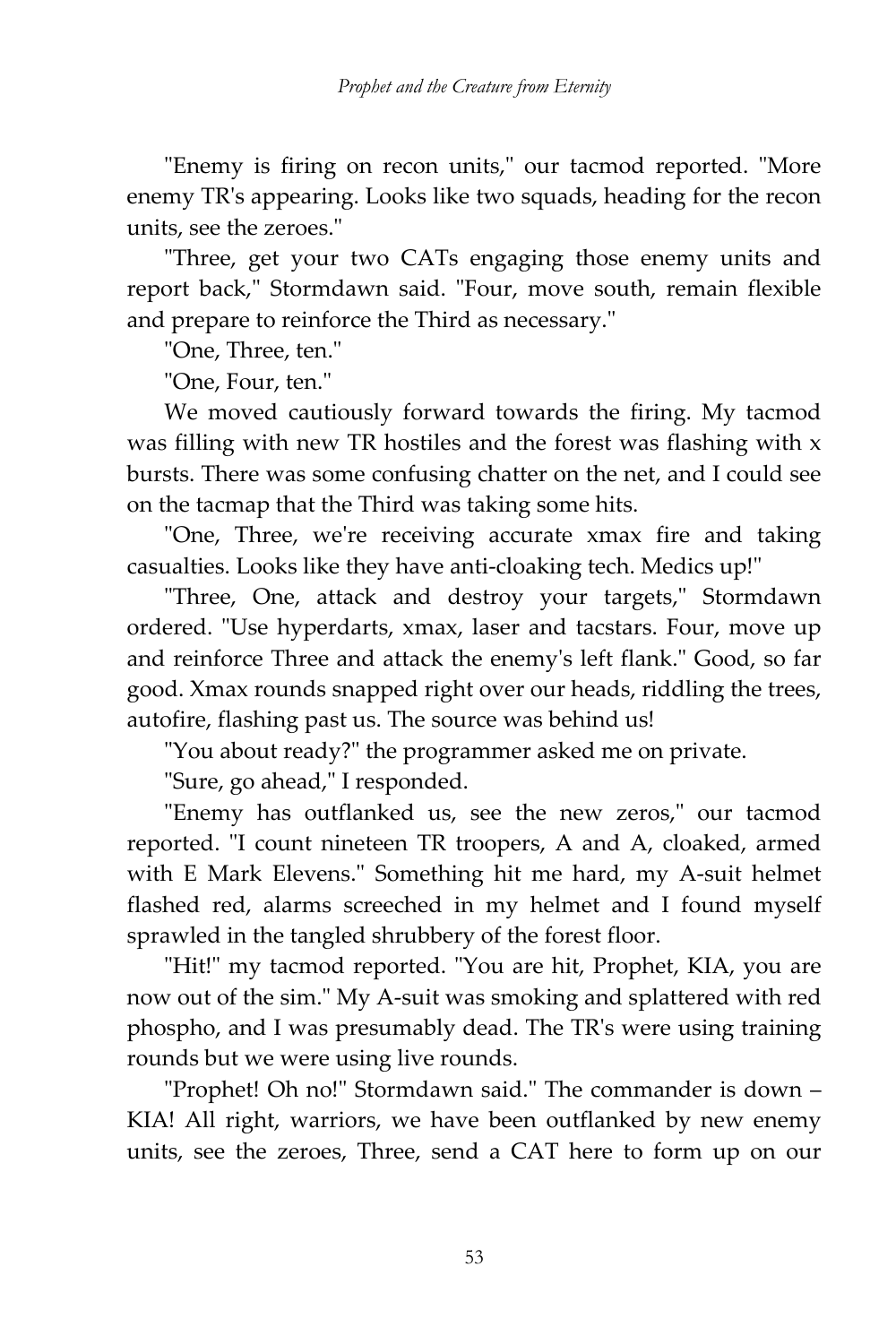"Enemy is firing on recon units," our tacmod reported. "More enemy TR's appearing. Looks like two squads, heading for the recon units, see the zeroes."

"Three, get your two CATs engaging those enemy units and report back," Stormdawn said. "Four, move south, remain flexible and prepare to reinforce the Third as necessary."

"One, Three, ten."

"One, Four, ten."

We moved cautiously forward towards the firing. My tacmod was filling with new TR hostiles and the forest was flashing with x bursts. There was some confusing chatter on the net, and I could see on the tacmap that the Third was taking some hits.

"One, Three, we're receiving accurate xmax fire and taking casualties. Looks like they have anti-cloaking tech. Medics up!"

"Three, One, attack and destroy your targets," Stormdawn ordered. "Use hyperdarts, xmax, laser and tacstars. Four, move up and reinforce Three and attack the enemy's left flank." Good, so far good. Xmax rounds snapped right over our heads, riddling the trees, autofire, flashing past us. The source was behind us!

"You about ready?" the programmer asked me on private.

"Sure, go ahead," I responded.

"Enemy has outflanked us, see the new zeros," our tacmod reported. "I count nineteen TR troopers, A and A, cloaked, armed with E Mark Elevens." Something hit me hard, my A-suit helmet flashed red, alarms screeched in my helmet and I found myself sprawled in the tangled shrubbery of the forest floor.

"Hit!" my tacmod reported. "You are hit, Prophet, KIA, you are now out of the sim." My A-suit was smoking and splattered with red phospho, and I was presumably dead. The TR's were using training rounds but we were using live rounds.

"Prophet! Oh no!" Stormdawn said." The commander is down – KIA! All right, warriors, we have been outflanked by new enemy units, see the zeroes, Three, send a CAT here to form up on our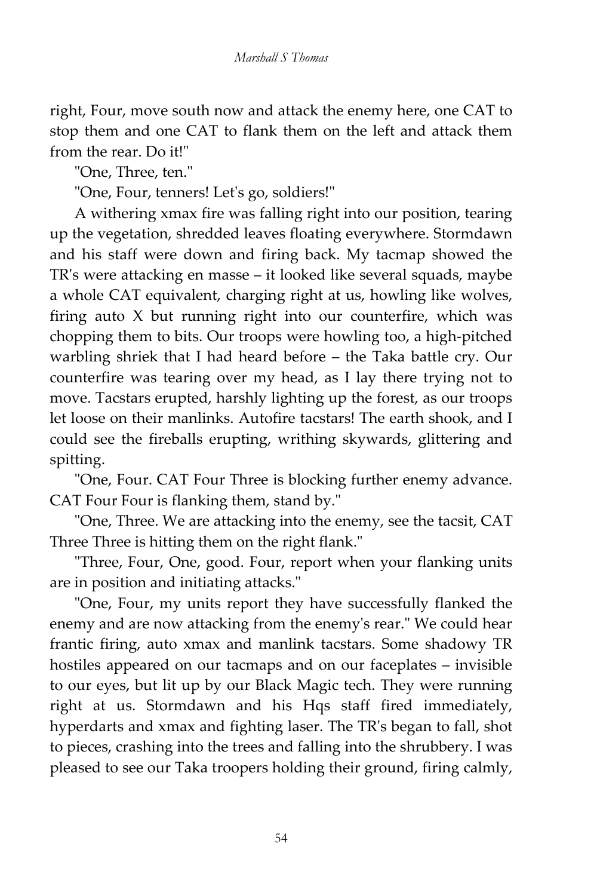right, Four, move south now and attack the enemy here, one CAT to stop them and one CAT to flank them on the left and attack them from the rear. Do it!"

"One, Three, ten."

"One, Four, tenners! Let's go, soldiers!"

A withering xmax fire was falling right into our position, tearing up the vegetation, shredded leaves floating everywhere. Stormdawn and his staff were down and firing back. My tacmap showed the TR's were attacking en masse – it looked like several squads, maybe a whole CAT equivalent, charging right at us, howling like wolves, firing auto X but running right into our counterfire, which was chopping them to bits. Our troops were howling too, a high-pitched warbling shriek that I had heard before – the Taka battle cry. Our counterfire was tearing over my head, as I lay there trying not to move. Tacstars erupted, harshly lighting up the forest, as our troops let loose on their manlinks. Autofire tacstars! The earth shook, and I could see the fireballs erupting, writhing skywards, glittering and spitting.

"One, Four. CAT Four Three is blocking further enemy advance. CAT Four Four is flanking them, stand by."

"One, Three. We are attacking into the enemy, see the tacsit, CAT Three Three is hitting them on the right flank."

"Three, Four, One, good. Four, report when your flanking units are in position and initiating attacks."

"One, Four, my units report they have successfully flanked the enemy and are now attacking from the enemy's rear." We could hear frantic firing, auto xmax and manlink tacstars. Some shadowy TR hostiles appeared on our tacmaps and on our faceplates – invisible to our eyes, but lit up by our Black Magic tech. They were running right at us. Stormdawn and his Hqs staff fired immediately, hyperdarts and xmax and fighting laser. The TR's began to fall, shot to pieces, crashing into the trees and falling into the shrubbery. I was pleased to see our Taka troopers holding their ground, firing calmly,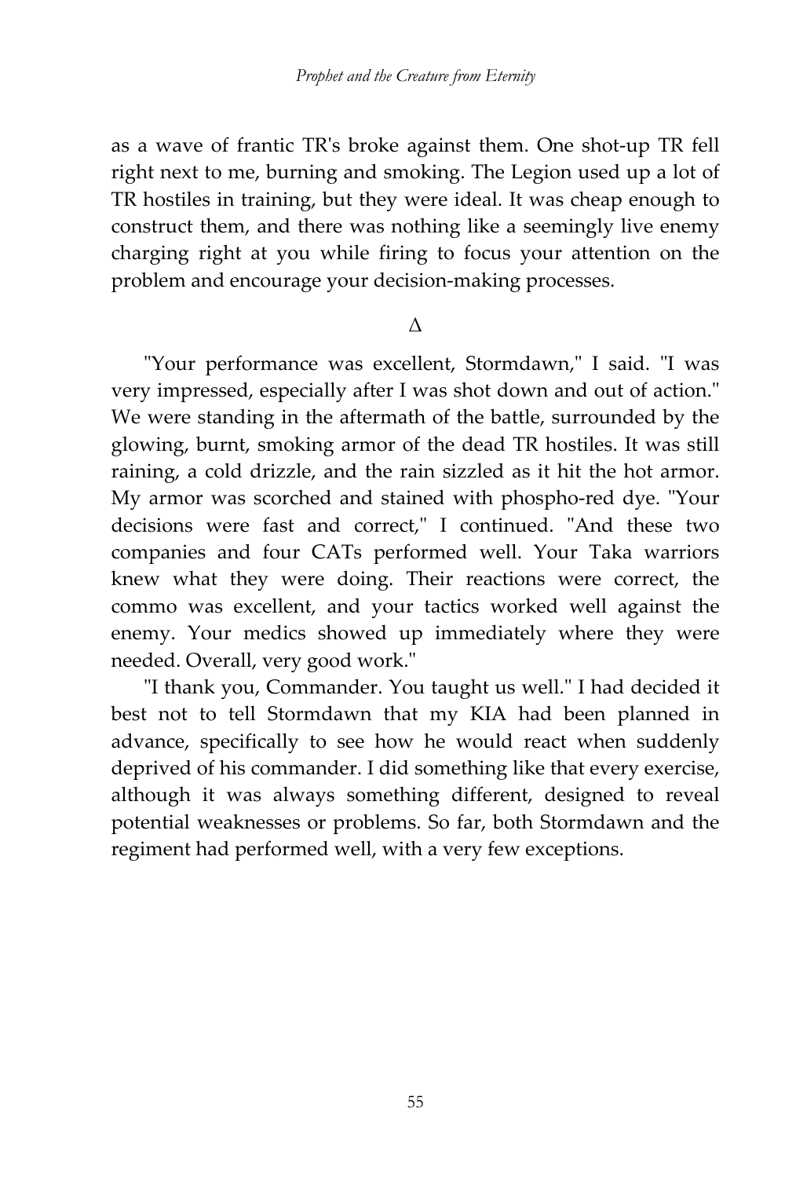as a wave of frantic TR's broke against them. One shot-up TR fell right next to me, burning and smoking. The Legion used up a lot of TR hostiles in training, but they were ideal. It was cheap enough to construct them, and there was nothing like a seemingly live enemy charging right at you while firing to focus your attention on the problem and encourage your decision-making processes.

Δ

"Your performance was excellent, Stormdawn," I said. "I was very impressed, especially after I was shot down and out of action." We were standing in the aftermath of the battle, surrounded by the glowing, burnt, smoking armor of the dead TR hostiles. It was still raining, a cold drizzle, and the rain sizzled as it hit the hot armor. My armor was scorched and stained with phospho-red dye. "Your decisions were fast and correct," I continued. "And these two companies and four CATs performed well. Your Taka warriors knew what they were doing. Their reactions were correct, the commo was excellent, and your tactics worked well against the enemy. Your medics showed up immediately where they were needed. Overall, very good work."

"I thank you, Commander. You taught us well." I had decided it best not to tell Stormdawn that my KIA had been planned in advance, specifically to see how he would react when suddenly deprived of his commander. I did something like that every exercise, although it was always something different, designed to reveal potential weaknesses or problems. So far, both Stormdawn and the regiment had performed well, with a very few exceptions.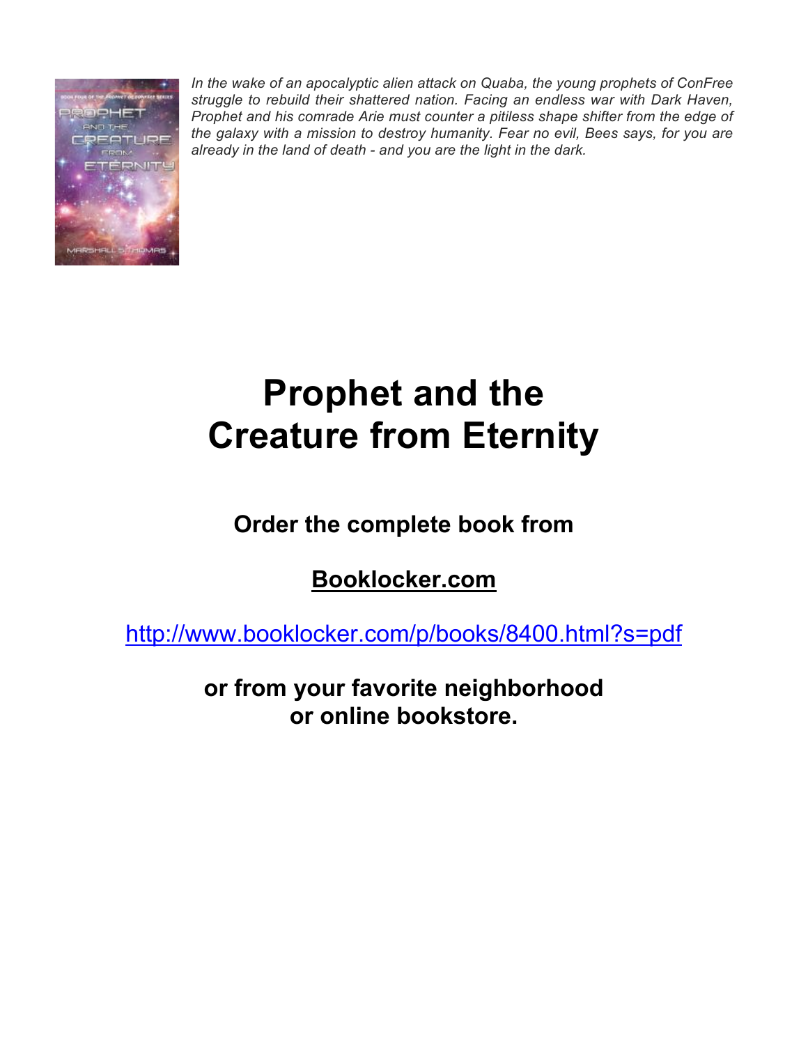*In the wake of an apocalyptic alien attack on Quaba, the young prophets of ConFree struggle to rebuild their shattered nation. Facing an endless war with Dark Haven, Prophet and his comrade Arie must counter a pitiless shape shifter from the edge of the galaxy with a mission to destroy humanity. Fear no evil, Bees says, for you are already in the land of death - and you are the light in the dark.*

# Prophet and the Creature from Eternity

**Order the complete book from**

**Booklocker.com**

http://www.booklocker.com/p/books/8400.html?s=pdf

**or from your favorite neighborhood or online bookstore.**